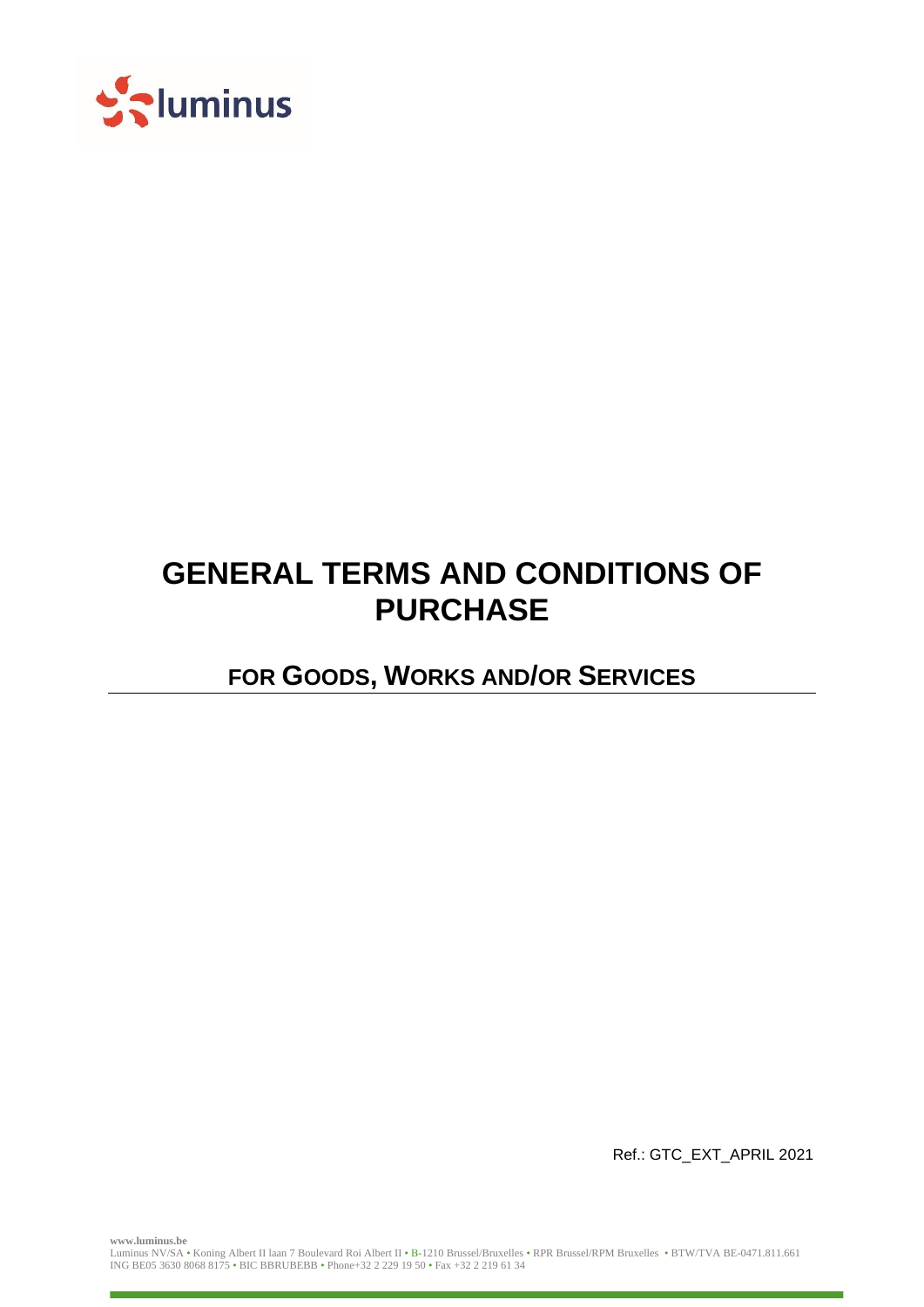# GENERAL TERMS AND CONDITIONS OF PURCHASE

## FOR GOODS, WORKS AND/OR SERVICES

Ref.: GTC_EXT_APRIL 2021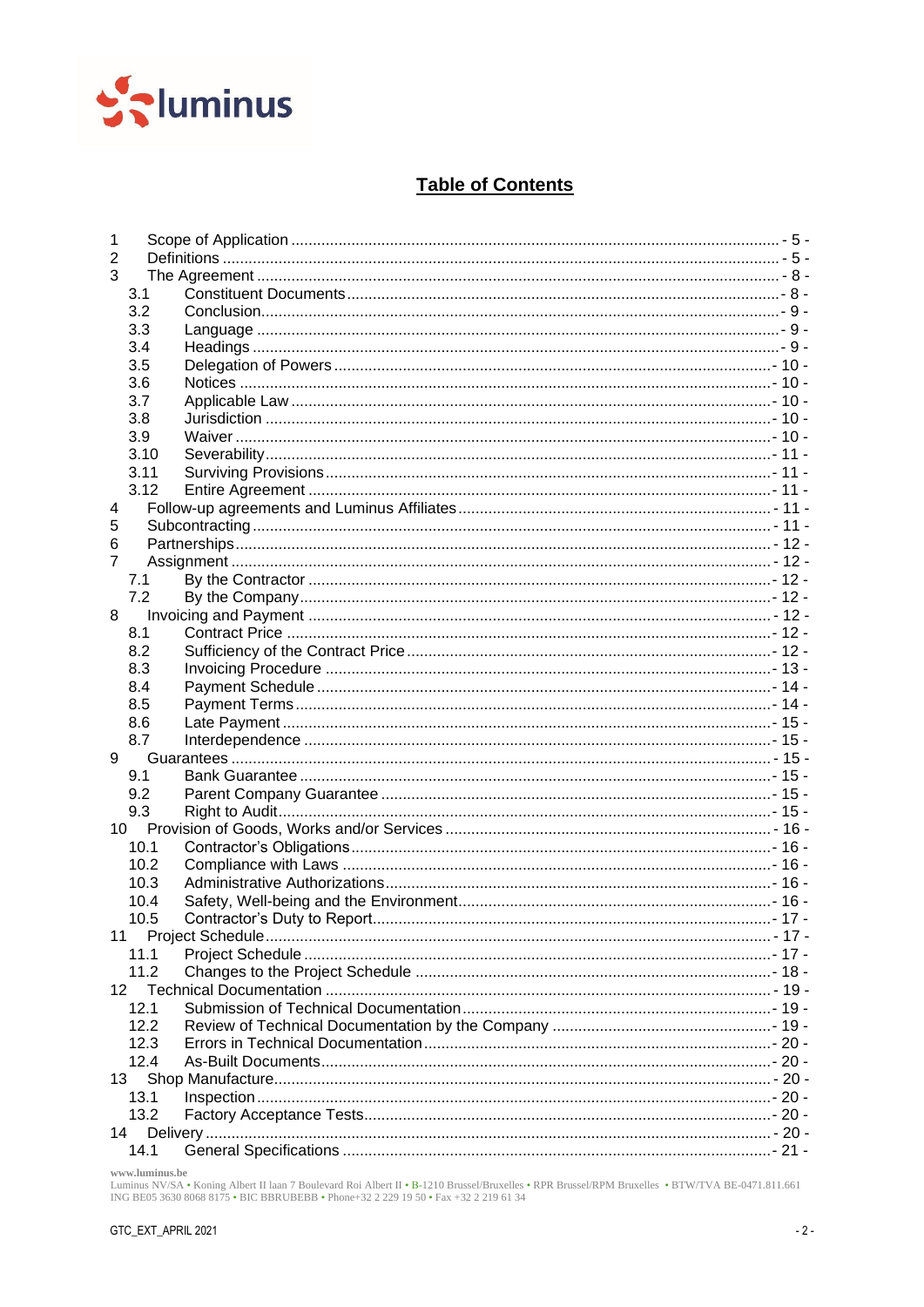# Table of Contents

| | | |
|---|---|---|
| 1 | Scope of Application | - 5 - |
| 2 | Definitions | - 5 - |
| 3 | The Agreement | - 8 - |
| 3.1 | Constituent Documents | - 8 - |
| 3.2 | Conclusion | - 9 - |
| 3.3 | Language | - 9 - |
| 3.4 | Headings | - 9 - |
| 3.5 | Delegation of Powers | - 10 - |
| 3.6 | Notices | - 10 - |
| 3.7 | Applicable Law | - 10 - |
| 3.8 | Jurisdiction | - 10 - |
| 3.9 | Waiver | - 10 - |
| 3.10 | Severability | - 11 - |
| 3.11 | Surviving Provisions | - 11 - |
| 3.12 | Entire Agreement | - 11 - |
| 4 | Follow-up agreements and Luminus Affiliates | - 11 - |
| 5 | Subcontracting | - 11 - |
| 6 | Partnerships | - 12 - |
| 7 | Assignment | - 12 - |
| 7.1 | By the Contractor | - 12 - |
| 7.2 | By the Company | - 12 - |
| 8 | Invoicing and Payment | - 12 - |
| 8.1 | Contract Price | - 12 - |
| 8.2 | Sufficiency of the Contract Price | - 12 - |
| 8.3 | Invoicing Procedure | - 13 - |
| 8.4 | Payment Schedule | - 14 - |
| 8.5 | Payment Terms | - 14 - |
| 8.6 | Late Payment | - 15 - |
| 8.7 | Interdependence | - 15 - |
| 9 | Guarantees | - 15 - |
| 9.1 | Bank Guarantee | - 15 - |
| 9.2 | Parent Company Guarantee | - 15 - |
| 9.3 | Right to Audit | - 15 - |
| 10 | Provision of Goods, Works and/or Services | - 16 - |
| 10.1 | Contractor's Obligations | - 16 - |
| 10.2 | Compliance with Laws | - 16 - |
| 10.3 | Administrative Authorizations | - 16 - |
| 10.4 | Safety, Well-being and the Environment | - 16 - |
| 10.5 | Contractor's Duty to Report | - 17 - |
| 11 | Project Schedule | - 17 - |
| 11.1 | Project Schedule | - 17 - |
| 11.2 | Changes to the Project Schedule | - 18 - |
| 12 | Technical Documentation | - 19 - |
| 12.1 | Submission of Technical Documentation | - 19 - |
| 12.2 | Review of Technical Documentation by the Company | - 19 - |
| 12.3 | Errors in Technical Documentation | - 20 - |
| 12.4 | As-Built Documents | - 20 - |
| 13 | Shop Manufacture | - 20 - |
| 13.1 | Inspection | - 20 - |
| 13.2 | Factory Acceptance Tests | - 20 - |
| 14 | Delivery | - 20 - |
| 14.1 | General Specifications | - 21 - |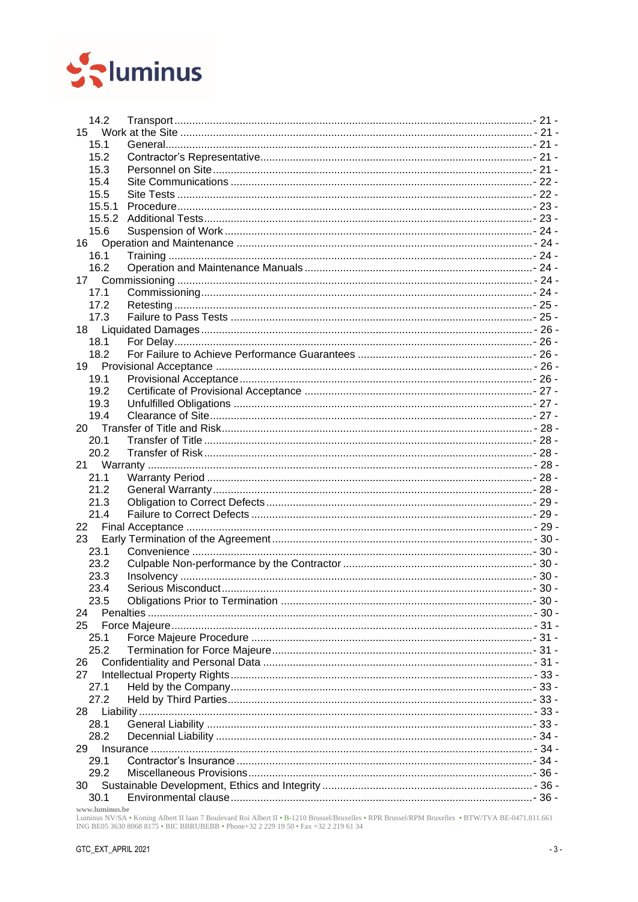14.2 Transport - 21 -
15 Work at the Site - 21 -
15.1 General - 21 -
15.2 Contractor's Representative - 21 -
15.3 Personnel on Site - 21 -
15.4 Site Communications - 22 -
15.5 Site Tests - 22 -
15.5.1 Procedure - 23 -
15.5.2 Additional Tests - 23 -
15.6 Suspension of Work - 24 -
16 Operation and Maintenance - 24 -
16.1 Training - 24 -
16.2 Operation and Maintenance Manuals - 24 -
17 Commissioning - 24 -
17.1 Commissioning - 24 -
17.2 Retesting - 25 -
17.3 Failure to Pass Tests - 25 -
18 Liquidated Damages - 26 -
18.1 For Delay - 26 -
18.2 For Failure to Achieve Performance Guarantees - 26 -
19 Provisional Acceptance - 26 -
19.1 Provisional Acceptance - 26 -
19.2 Certificate of Provisional Acceptance - 27 -
19.3 Unfulfilled Obligations - 27 -
19.4 Clearance of Site - 27 -
20 Transfer of Title and Risk - 28 -
20.1 Transfer of Title - 28 -
20.2 Transfer of Risk - 28 -
21 Warranty - 28 -
21.1 Warranty Period - 28 -
21.2 General Warranty - 28 -
21.3 Obligation to Correct Defects - 29 -
21.4 Failure to Correct Defects - 29 -
22 Final Acceptance - 29 -
23 Early Termination of the Agreement - 30 -
23.1 Convenience - 30 -
23.2 Culpable Non-performance by the Contractor - 30 -
23.3 Insolvency - 30 -
23.4 Serious Misconduct - 30 -
23.5 Obligations Prior to Termination - 30 -
24 Penalties - 30 -
25 Force Majeure - 31 -
25.1 Force Majeure Procedure - 31 -
25.2 Termination for Force Majeure - 31 -
26 Confidentiality and Personal Data - 31 -
27 Intellectual Property Rights - 33 -
27.1 Held by the Company - 33 -
27.2 Held by Third Parties - 33 -
28 Liability - 33 -
28.1 General Liability - 33 -
28.2 Decennial Liability - 34 -
29 Insurance - 34 -
29.1 Contractor's Insurance - 34 -
29.2 Miscellaneous Provisions - 36 -
30 Sustainable Development, Ethics and Integrity - 36 -
30.1 Environmental clause - 36 -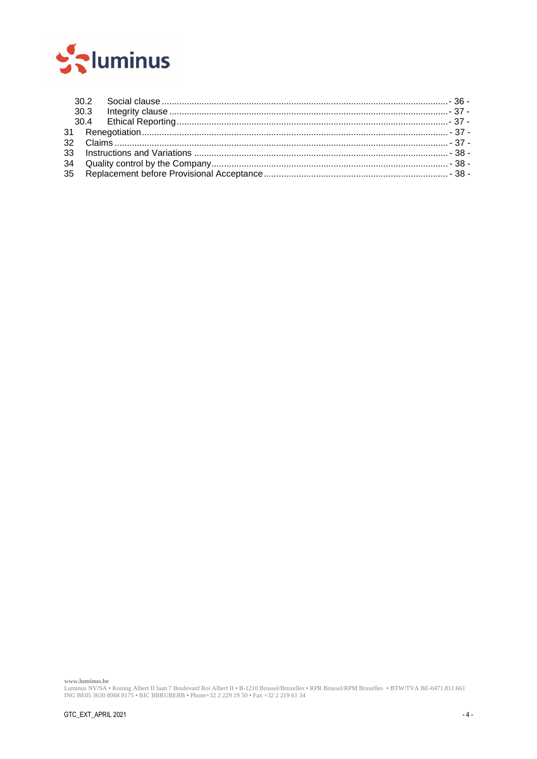30.2 Social clause - 36 -
30.3 Integrity clause - 37 -
30.4 Ethical Reporting - 37 -
31 Renegotiation - 37 -
32 Claims - 37 -
33 Instructions and Variations - 38 -
34 Quality control by the Company - 38 -
35 Replacement before Provisional Acceptance - 38 -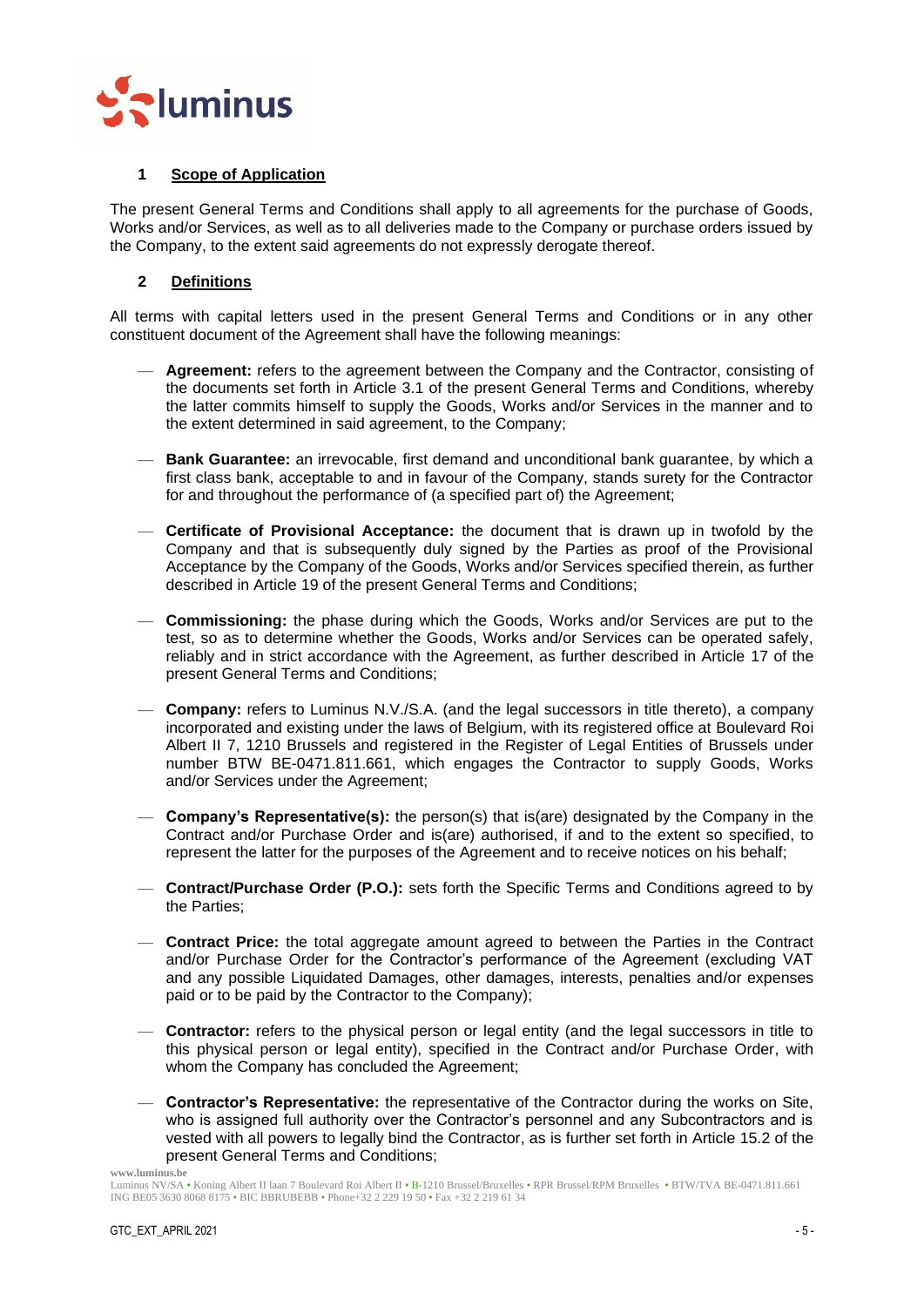## 1 Scope of Application

The present General Terms and Conditions shall apply to all agreements for the purchase of Goods, Works and/or Services, as well as to all deliveries made to the Company or purchase orders issued by the Company, to the extent said agreements do not expressly derogate thereof.

## 2 Definitions

All terms with capital letters used in the present General Terms and Conditions or in any other constituent document of the Agreement shall have the following meanings:

- **Agreement:** refers to the agreement between the Company and the Contractor, consisting of the documents set forth in Article 3.1 of the present General Terms and Conditions, whereby the latter commits himself to supply the Goods, Works and/or Services in the manner and to the extent determined in said agreement, to the Company;

- **Bank Guarantee:** an irrevocable, first demand and unconditional bank guarantee, by which a first class bank, acceptable to and in favour of the Company, stands surety for the Contractor for and throughout the performance of (a specified part of) the Agreement;

- **Certificate of Provisional Acceptance:** the document that is drawn up in twofold by the Company and that is subsequently duly signed by the Parties as proof of the Provisional Acceptance by the Company of the Goods, Works and/or Services specified therein, as further described in Article 19 of the present General Terms and Conditions;

- **Commissioning:** the phase during which the Goods, Works and/or Services are put to the test, so as to determine whether the Goods, Works and/or Services can be operated safely, reliably and in strict accordance with the Agreement, as further described in Article 17 of the present General Terms and Conditions;

- **Company:** refers to Luminus N.V./S.A. (and the legal successors in title thereto), a company incorporated and existing under the laws of Belgium, with its registered office at Boulevard Roi Albert II 7, 1210 Brussels and registered in the Register of Legal Entities of Brussels under number BTW BE-0471.811.661, which engages the Contractor to supply Goods, Works and/or Services under the Agreement;

- **Company's Representative(s):** the person(s) that is(are) designated by the Company in the Contract and/or Purchase Order and is(are) authorised, if and to the extent so specified, to represent the latter for the purposes of the Agreement and to receive notices on his behalf;

- **Contract/Purchase Order (P.O.):** sets forth the Specific Terms and Conditions agreed to by the Parties;

- **Contract Price:** the total aggregate amount agreed to between the Parties in the Contract and/or Purchase Order for the Contractor's performance of the Agreement (excluding VAT and any possible Liquidated Damages, other damages, interests, penalties and/or expenses paid or to be paid by the Contractor to the Company);

- **Contractor:** refers to the physical person or legal entity (and the legal successors in title to this physical person or legal entity), specified in the Contract and/or Purchase Order, with whom the Company has concluded the Agreement;

- **Contractor's Representative:** the representative of the Contractor during the works on Site, who is assigned full authority over the Contractor's personnel and any Subcontractors and is vested with all powers to legally bind the Contractor, as is further set forth in Article 15.2 of the present General Terms and Conditions;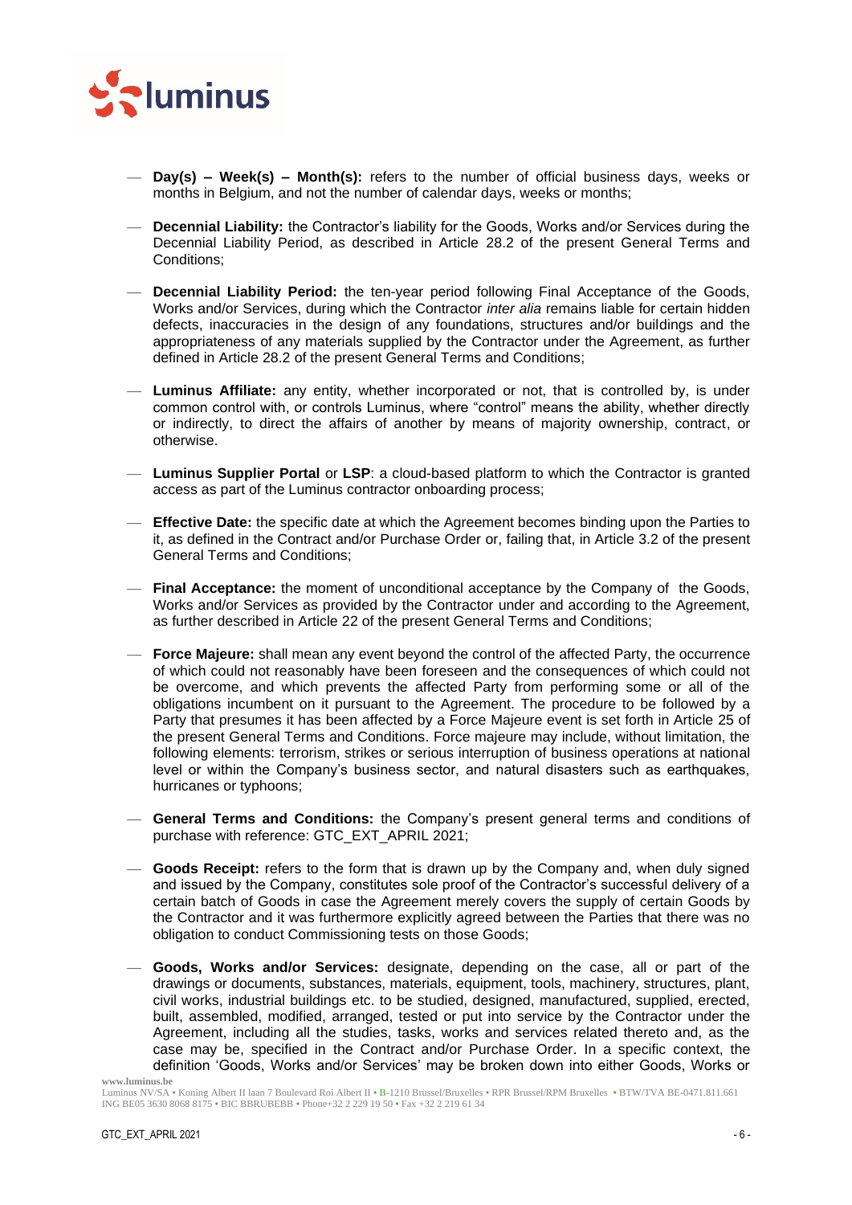- **Day(s) – Week(s) – Month(s):** refers to the number of official business days, weeks or months in Belgium, and not the number of calendar days, weeks or months;

- **Decennial Liability:** the Contractor's liability for the Goods, Works and/or Services during the Decennial Liability Period, as described in Article 28.2 of the present General Terms and Conditions;

- **Decennial Liability Period:** the ten-year period following Final Acceptance of the Goods, Works and/or Services, during which the Contractor *inter alia* remains liable for certain hidden defects, inaccuracies in the design of any foundations, structures and/or buildings and the appropriateness of any materials supplied by the Contractor under the Agreement, as further defined in Article 28.2 of the present General Terms and Conditions;

- **Luminus Affiliate:** any entity, whether incorporated or not, that is controlled by, is under common control with, or controls Luminus, where "control" means the ability, whether directly or indirectly, to direct the affairs of another by means of majority ownership, contract, or otherwise.

- **Luminus Supplier Portal** or **LSP**: a cloud-based platform to which the Contractor is granted access as part of the Luminus contractor onboarding process;

- **Effective Date:** the specific date at which the Agreement becomes binding upon the Parties to it, as defined in the Contract and/or Purchase Order or, failing that, in Article 3.2 of the present General Terms and Conditions;

- **Final Acceptance:** the moment of unconditional acceptance by the Company of the Goods, Works and/or Services as provided by the Contractor under and according to the Agreement, as further described in Article 22 of the present General Terms and Conditions;

- **Force Majeure:** shall mean any event beyond the control of the affected Party, the occurrence of which could not reasonably have been foreseen and the consequences of which could not be overcome, and which prevents the affected Party from performing some or all of the obligations incumbent on it pursuant to the Agreement. The procedure to be followed by a Party that presumes it has been affected by a Force Majeure event is set forth in Article 25 of the present General Terms and Conditions. Force majeure may include, without limitation, the following elements: terrorism, strikes or serious interruption of business operations at national level or within the Company's business sector, and natural disasters such as earthquakes, hurricanes or typhoons;

- **General Terms and Conditions:** the Company's present general terms and conditions of purchase with reference: GTC_EXT_APRIL 2021;

- **Goods Receipt:** refers to the form that is drawn up by the Company and, when duly signed and issued by the Company, constitutes sole proof of the Contractor's successful delivery of a certain batch of Goods in case the Agreement merely covers the supply of certain Goods by the Contractor and it was furthermore explicitly agreed between the Parties that there was no obligation to conduct Commissioning tests on those Goods;

- **Goods, Works and/or Services:** designate, depending on the case, all or part of the drawings or documents, substances, materials, equipment, tools, machinery, structures, plant, civil works, industrial buildings etc. to be studied, designed, manufactured, supplied, erected, built, assembled, modified, arranged, tested or put into service by the Contractor under the Agreement, including all the studies, tasks, works and services related thereto and, as the case may be, specified in the Contract and/or Purchase Order. In a specific context, the definition 'Goods, Works and/or Services' may be broken down into either Goods, Works or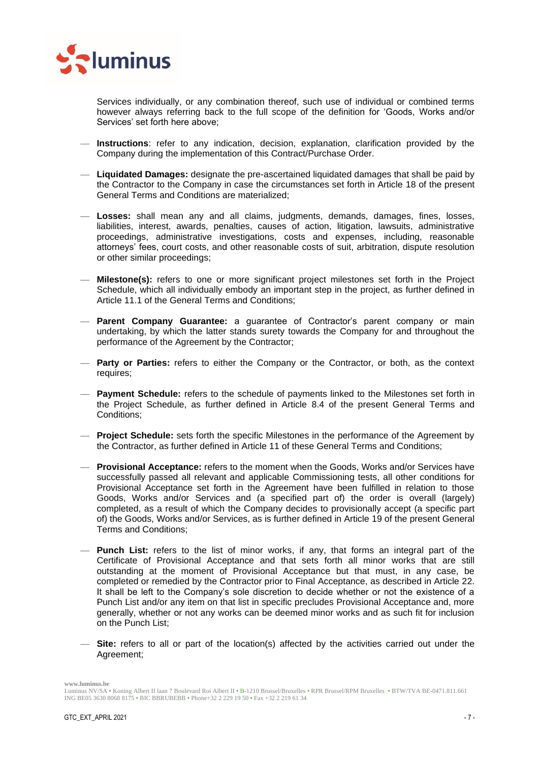Services individually, or any combination thereof, such use of individual or combined terms however always referring back to the full scope of the definition for 'Goods, Works and/or Services' set forth here above;

- **Instructions**: refer to any indication, decision, explanation, clarification provided by the Company during the implementation of this Contract/Purchase Order.

- **Liquidated Damages:** designate the pre-ascertained liquidated damages that shall be paid by the Contractor to the Company in case the circumstances set forth in Article 18 of the present General Terms and Conditions are materialized;

- **Losses:** shall mean any and all claims, judgments, demands, damages, fines, losses, liabilities, interest, awards, penalties, causes of action, litigation, lawsuits, administrative proceedings, administrative investigations, costs and expenses, including, reasonable attorneys' fees, court costs, and other reasonable costs of suit, arbitration, dispute resolution or other similar proceedings;

- **Milestone(s):** refers to one or more significant project milestones set forth in the Project Schedule, which all individually embody an important step in the project, as further defined in Article 11.1 of the General Terms and Conditions;

- **Parent Company Guarantee:** a guarantee of Contractor's parent company or main undertaking, by which the latter stands surety towards the Company for and throughout the performance of the Agreement by the Contractor;

- **Party or Parties:** refers to either the Company or the Contractor, or both, as the context requires;

- **Payment Schedule:** refers to the schedule of payments linked to the Milestones set forth in the Project Schedule, as further defined in Article 8.4 of the present General Terms and Conditions;

- **Project Schedule:** sets forth the specific Milestones in the performance of the Agreement by the Contractor, as further defined in Article 11 of these General Terms and Conditions;

- **Provisional Acceptance:** refers to the moment when the Goods, Works and/or Services have successfully passed all relevant and applicable Commissioning tests, all other conditions for Provisional Acceptance set forth in the Agreement have been fulfilled in relation to those Goods, Works and/or Services and (a specified part of) the order is overall (largely) completed, as a result of which the Company decides to provisionally accept (a specific part of) the Goods, Works and/or Services, as is further defined in Article 19 of the present General Terms and Conditions;

- **Punch List:** refers to the list of minor works, if any, that forms an integral part of the Certificate of Provisional Acceptance and that sets forth all minor works that are still outstanding at the moment of Provisional Acceptance but that must, in any case, be completed or remedied by the Contractor prior to Final Acceptance, as described in Article 22. It shall be left to the Company's sole discretion to decide whether or not the existence of a Punch List and/or any item on that list in specific precludes Provisional Acceptance and, more generally, whether or not any works can be deemed minor works and as such fit for inclusion on the Punch List;

- **Site:** refers to all or part of the location(s) affected by the activities carried out under the Agreement;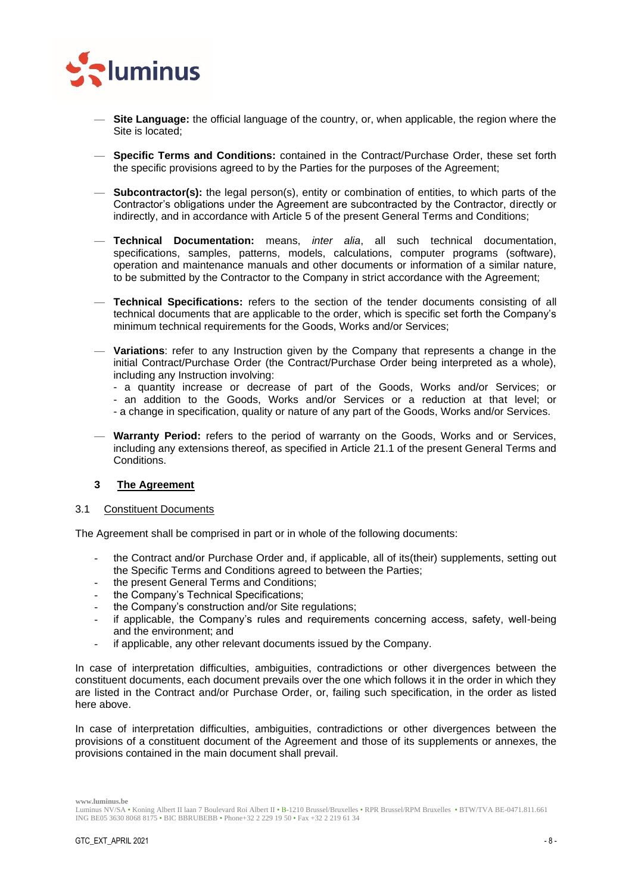- **Site Language:** the official language of the country, or, when applicable, the region where the Site is located;

- **Specific Terms and Conditions:** contained in the Contract/Purchase Order, these set forth the specific provisions agreed to by the Parties for the purposes of the Agreement;

- **Subcontractor(s):** the legal person(s), entity or combination of entities, to which parts of the Contractor's obligations under the Agreement are subcontracted by the Contractor, directly or indirectly, and in accordance with Article 5 of the present General Terms and Conditions;

- **Technical Documentation:** means, *inter alia*, all such technical documentation, specifications, samples, patterns, models, calculations, computer programs (software), operation and maintenance manuals and other documents or information of a similar nature, to be submitted by the Contractor to the Company in strict accordance with the Agreement;

- **Technical Specifications:** refers to the section of the tender documents consisting of all technical documents that are applicable to the order, which is specific set forth the Company's minimum technical requirements for the Goods, Works and/or Services;

- **Variations**: refer to any Instruction given by the Company that represents a change in the initial Contract/Purchase Order (the Contract/Purchase Order being interpreted as a whole), including any Instruction involving:
  - a quantity increase or decrease of part of the Goods, Works and/or Services; or
  - an addition to the Goods, Works and/or Services or a reduction at that level; or
  - a change in specification, quality or nature of any part of the Goods, Works and/or Services.

- **Warranty Period:** refers to the period of warranty on the Goods, Works and or Services, including any extensions thereof, as specified in Article 21.1 of the present General Terms and Conditions.

## 3 The Agreement

### 3.1 Constituent Documents

The Agreement shall be comprised in part or in whole of the following documents:

- the Contract and/or Purchase Order and, if applicable, all of its(their) supplements, setting out the Specific Terms and Conditions agreed to between the Parties;
- the present General Terms and Conditions;
- the Company's Technical Specifications;
- the Company's construction and/or Site regulations;
- if applicable, the Company's rules and requirements concerning access, safety, well-being and the environment; and
- if applicable, any other relevant documents issued by the Company.

In case of interpretation difficulties, ambiguities, contradictions or other divergences between the constituent documents, each document prevails over the one which follows it in the order in which they are listed in the Contract and/or Purchase Order, or, failing such specification, in the order as listed here above.

In case of interpretation difficulties, ambiguities, contradictions or other divergences between the provisions of a constituent document of the Agreement and those of its supplements or annexes, the provisions contained in the main document shall prevail.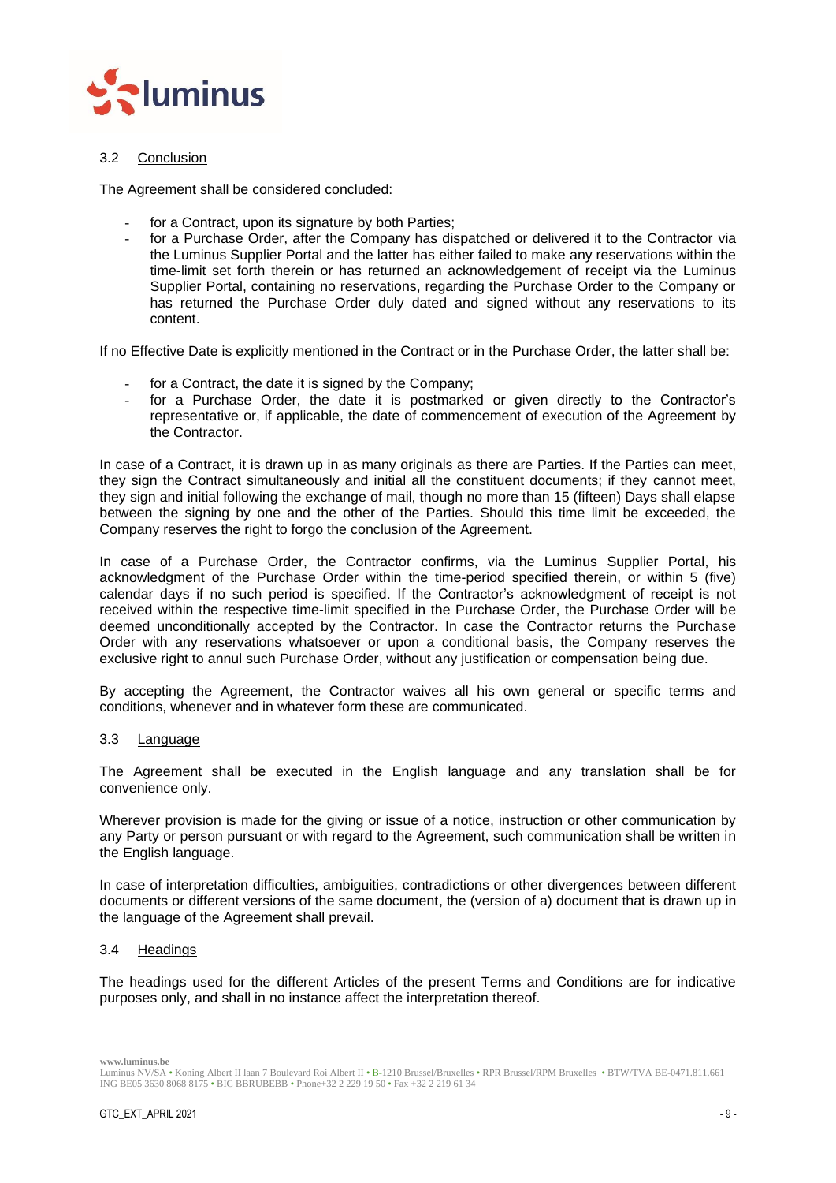### 3.2 Conclusion

The Agreement shall be considered concluded:

- for a Contract, upon its signature by both Parties;
- for a Purchase Order, after the Company has dispatched or delivered it to the Contractor via the Luminus Supplier Portal and the latter has either failed to make any reservations within the time-limit set forth therein or has returned an acknowledgement of receipt via the Luminus Supplier Portal, containing no reservations, regarding the Purchase Order to the Company or has returned the Purchase Order duly dated and signed without any reservations to its content.

If no Effective Date is explicitly mentioned in the Contract or in the Purchase Order, the latter shall be:

- for a Contract, the date it is signed by the Company;
- for a Purchase Order, the date it is postmarked or given directly to the Contractor's representative or, if applicable, the date of commencement of execution of the Agreement by the Contractor.

In case of a Contract, it is drawn up in as many originals as there are Parties. If the Parties can meet, they sign the Contract simultaneously and initial all the constituent documents; if they cannot meet, they sign and initial following the exchange of mail, though no more than 15 (fifteen) Days shall elapse between the signing by one and the other of the Parties. Should this time limit be exceeded, the Company reserves the right to forgo the conclusion of the Agreement.

In case of a Purchase Order, the Contractor confirms, via the Luminus Supplier Portal, his acknowledgment of the Purchase Order within the time-period specified therein, or within 5 (five) calendar days if no such period is specified. If the Contractor's acknowledgment of receipt is not received within the respective time-limit specified in the Purchase Order, the Purchase Order will be deemed unconditionally accepted by the Contractor. In case the Contractor returns the Purchase Order with any reservations whatsoever or upon a conditional basis, the Company reserves the exclusive right to annul such Purchase Order, without any justification or compensation being due.

By accepting the Agreement, the Contractor waives all his own general or specific terms and conditions, whenever and in whatever form these are communicated.

### 3.3 Language

The Agreement shall be executed in the English language and any translation shall be for convenience only.

Wherever provision is made for the giving or issue of a notice, instruction or other communication by any Party or person pursuant or with regard to the Agreement, such communication shall be written in the English language.

In case of interpretation difficulties, ambiguities, contradictions or other divergences between different documents or different versions of the same document, the (version of a) document that is drawn up in the language of the Agreement shall prevail.

### 3.4 Headings

The headings used for the different Articles of the present Terms and Conditions are for indicative purposes only, and shall in no instance affect the interpretation thereof.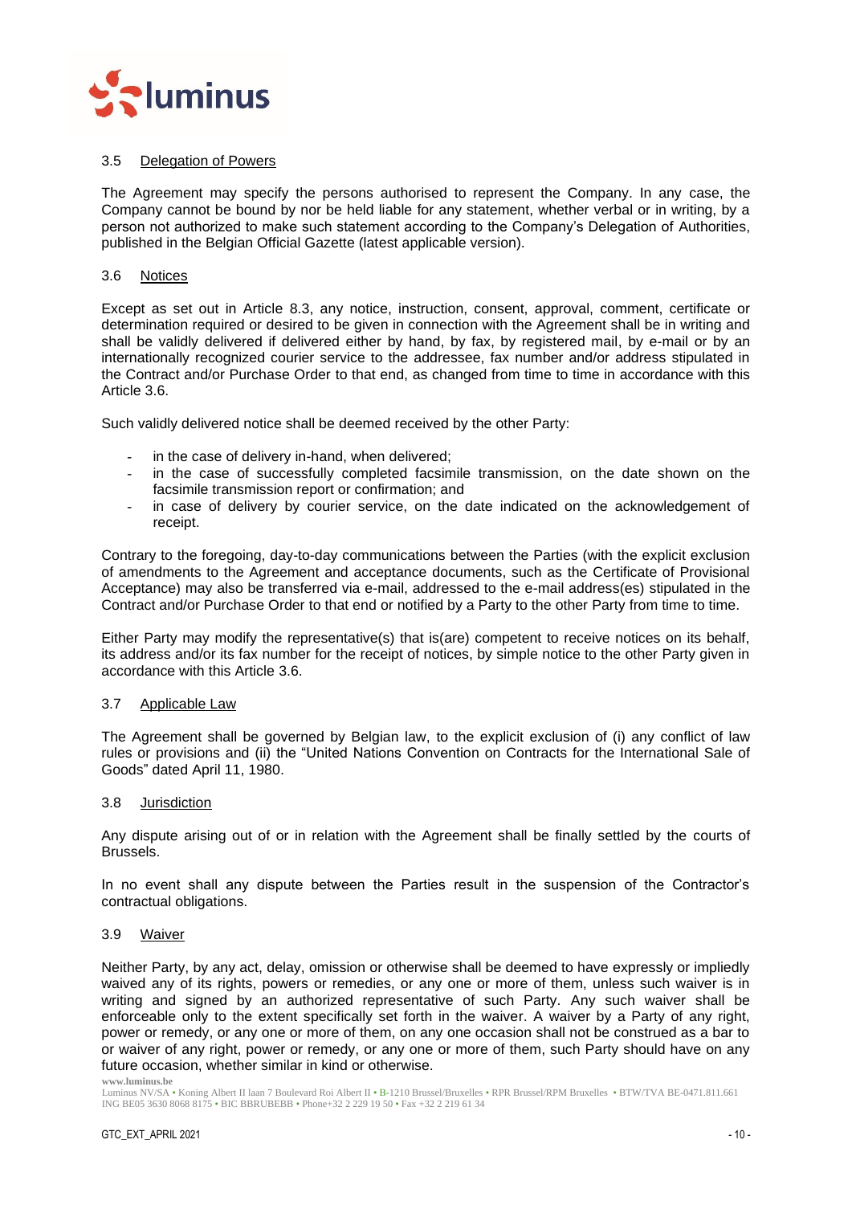### 3.5 Delegation of Powers

The Agreement may specify the persons authorised to represent the Company. In any case, the Company cannot be bound by nor be held liable for any statement, whether verbal or in writing, by a person not authorized to make such statement according to the Company's Delegation of Authorities, published in the Belgian Official Gazette (latest applicable version).

### 3.6 Notices

Except as set out in Article 8.3, any notice, instruction, consent, approval, comment, certificate or determination required or desired to be given in connection with the Agreement shall be in writing and shall be validly delivered if delivered either by hand, by fax, by registered mail, by e-mail or by an internationally recognized courier service to the addressee, fax number and/or address stipulated in the Contract and/or Purchase Order to that end, as changed from time to time in accordance with this Article 3.6.

Such validly delivered notice shall be deemed received by the other Party:

- in the case of delivery in-hand, when delivered;
- in the case of successfully completed facsimile transmission, on the date shown on the facsimile transmission report or confirmation; and
- in case of delivery by courier service, on the date indicated on the acknowledgement of receipt.

Contrary to the foregoing, day-to-day communications between the Parties (with the explicit exclusion of amendments to the Agreement and acceptance documents, such as the Certificate of Provisional Acceptance) may also be transferred via e-mail, addressed to the e-mail address(es) stipulated in the Contract and/or Purchase Order to that end or notified by a Party to the other Party from time to time.

Either Party may modify the representative(s) that is(are) competent to receive notices on its behalf, its address and/or its fax number for the receipt of notices, by simple notice to the other Party given in accordance with this Article 3.6.

### 3.7 Applicable Law

The Agreement shall be governed by Belgian law, to the explicit exclusion of (i) any conflict of law rules or provisions and (ii) the "United Nations Convention on Contracts for the International Sale of Goods" dated April 11, 1980.

### 3.8 Jurisdiction

Any dispute arising out of or in relation with the Agreement shall be finally settled by the courts of Brussels.

In no event shall any dispute between the Parties result in the suspension of the Contractor's contractual obligations.

### 3.9 Waiver

Neither Party, by any act, delay, omission or otherwise shall be deemed to have expressly or impliedly waived any of its rights, powers or remedies, or any one or more of them, unless such waiver is in writing and signed by an authorized representative of such Party. Any such waiver shall be enforceable only to the extent specifically set forth in the waiver. A waiver by a Party of any right, power or remedy, or any one or more of them, on any one occasion shall not be construed as a bar to or waiver of any right, power or remedy, or any one or more of them, such Party should have on any future occasion, whether similar in kind or otherwise.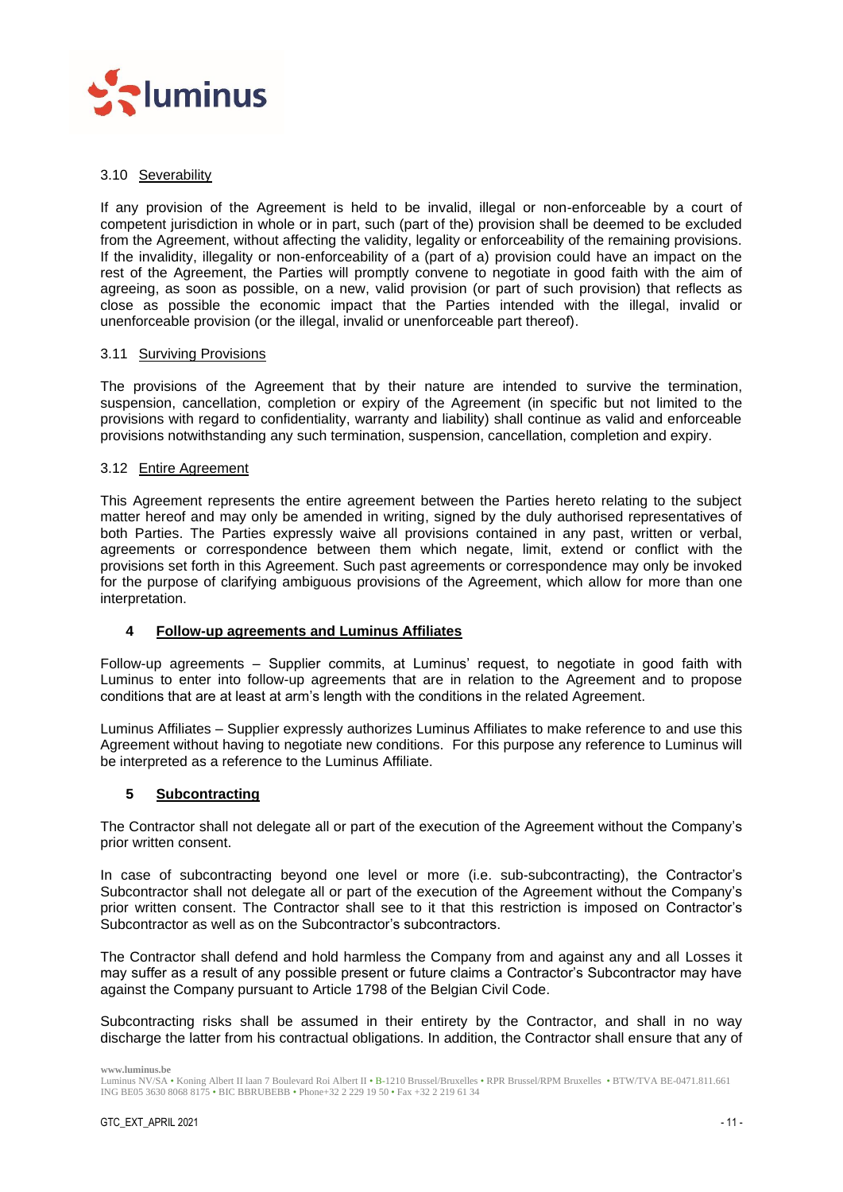### 3.10 Severability

If any provision of the Agreement is held to be invalid, illegal or non-enforceable by a court of competent jurisdiction in whole or in part, such (part of the) provision shall be deemed to be excluded from the Agreement, without affecting the validity, legality or enforceability of the remaining provisions. If the invalidity, illegality or non-enforceability of a (part of a) provision could have an impact on the rest of the Agreement, the Parties will promptly convene to negotiate in good faith with the aim of agreeing, as soon as possible, on a new, valid provision (or part of such provision) that reflects as close as possible the economic impact that the Parties intended with the illegal, invalid or unenforceable provision (or the illegal, invalid or unenforceable part thereof).

### 3.11 Surviving Provisions

The provisions of the Agreement that by their nature are intended to survive the termination, suspension, cancellation, completion or expiry of the Agreement (in specific but not limited to the provisions with regard to confidentiality, warranty and liability) shall continue as valid and enforceable provisions notwithstanding any such termination, suspension, cancellation, completion and expiry.

### 3.12 Entire Agreement

This Agreement represents the entire agreement between the Parties hereto relating to the subject matter hereof and may only be amended in writing, signed by the duly authorised representatives of both Parties. The Parties expressly waive all provisions contained in any past, written or verbal, agreements or correspondence between them which negate, limit, extend or conflict with the provisions set forth in this Agreement. Such past agreements or correspondence may only be invoked for the purpose of clarifying ambiguous provisions of the Agreement, which allow for more than one interpretation.

## 4 Follow-up agreements and Luminus Affiliates

Follow-up agreements – Supplier commits, at Luminus' request, to negotiate in good faith with Luminus to enter into follow-up agreements that are in relation to the Agreement and to propose conditions that are at least at arm's length with the conditions in the related Agreement.

Luminus Affiliates – Supplier expressly authorizes Luminus Affiliates to make reference to and use this Agreement without having to negotiate new conditions. For this purpose any reference to Luminus will be interpreted as a reference to the Luminus Affiliate.

## 5 Subcontracting

The Contractor shall not delegate all or part of the execution of the Agreement without the Company's prior written consent.

In case of subcontracting beyond one level or more (i.e. sub-subcontracting), the Contractor's Subcontractor shall not delegate all or part of the execution of the Agreement without the Company's prior written consent. The Contractor shall see to it that this restriction is imposed on Contractor's Subcontractor as well as on the Subcontractor's subcontractors.

The Contractor shall defend and hold harmless the Company from and against any and all Losses it may suffer as a result of any possible present or future claims a Contractor's Subcontractor may have against the Company pursuant to Article 1798 of the Belgian Civil Code.

Subcontracting risks shall be assumed in their entirety by the Contractor, and shall in no way discharge the latter from his contractual obligations. In addition, the Contractor shall ensure that any of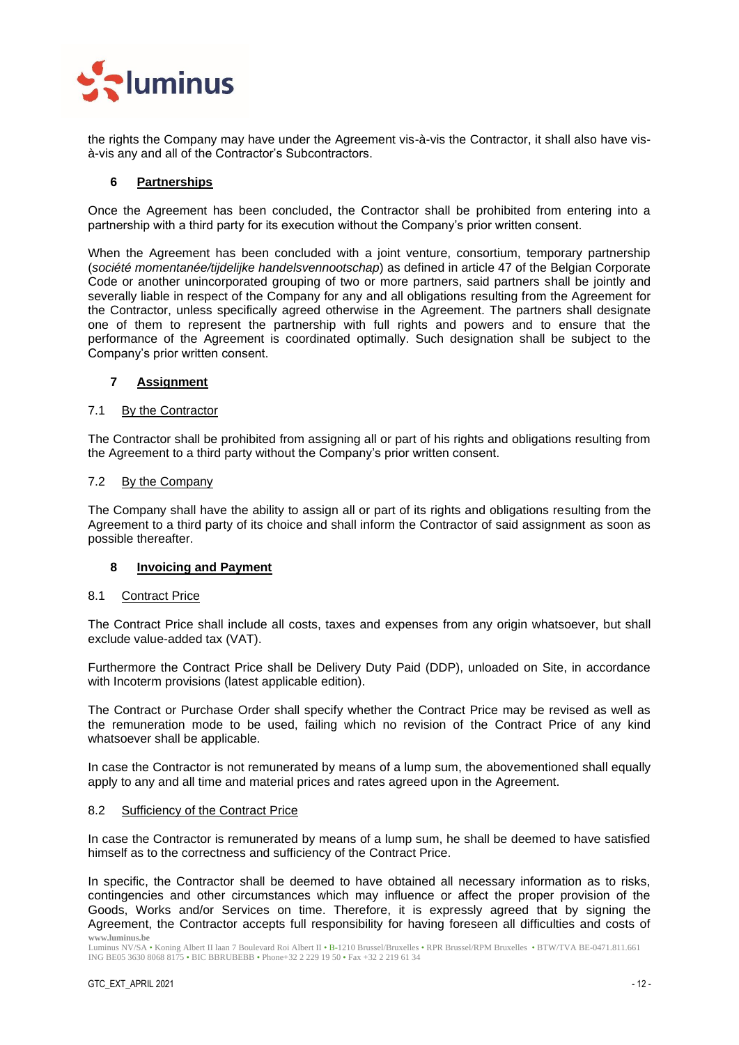the rights the Company may have under the Agreement vis-à-vis the Contractor, it shall also have vis-à-vis any and all of the Contractor's Subcontractors.

## 6 Partnerships

Once the Agreement has been concluded, the Contractor shall be prohibited from entering into a partnership with a third party for its execution without the Company's prior written consent.

When the Agreement has been concluded with a joint venture, consortium, temporary partnership (*société momentanée/tijdelijke handelsvennootschap*) as defined in article 47 of the Belgian Corporate Code or another unincorporated grouping of two or more partners, said partners shall be jointly and severally liable in respect of the Company for any and all obligations resulting from the Agreement for the Contractor, unless specifically agreed otherwise in the Agreement. The partners shall designate one of them to represent the partnership with full rights and powers and to ensure that the performance of the Agreement is coordinated optimally. Such designation shall be subject to the Company's prior written consent.

## 7 Assignment

### 7.1 By the Contractor

The Contractor shall be prohibited from assigning all or part of his rights and obligations resulting from the Agreement to a third party without the Company's prior written consent.

### 7.2 By the Company

The Company shall have the ability to assign all or part of its rights and obligations resulting from the Agreement to a third party of its choice and shall inform the Contractor of said assignment as soon as possible thereafter.

## 8 Invoicing and Payment

### 8.1 Contract Price

The Contract Price shall include all costs, taxes and expenses from any origin whatsoever, but shall exclude value-added tax (VAT).

Furthermore the Contract Price shall be Delivery Duty Paid (DDP), unloaded on Site, in accordance with Incoterm provisions (latest applicable edition).

The Contract or Purchase Order shall specify whether the Contract Price may be revised as well as the remuneration mode to be used, failing which no revision of the Contract Price of any kind whatsoever shall be applicable.

In case the Contractor is not remunerated by means of a lump sum, the abovementioned shall equally apply to any and all time and material prices and rates agreed upon in the Agreement.

### 8.2 Sufficiency of the Contract Price

In case the Contractor is remunerated by means of a lump sum, he shall be deemed to have satisfied himself as to the correctness and sufficiency of the Contract Price.

In specific, the Contractor shall be deemed to have obtained all necessary information as to risks, contingencies and other circumstances which may influence or affect the proper provision of the Goods, Works and/or Services on time. Therefore, it is expressly agreed that by signing the Agreement, the Contractor accepts full responsibility for having foreseen all difficulties and costs of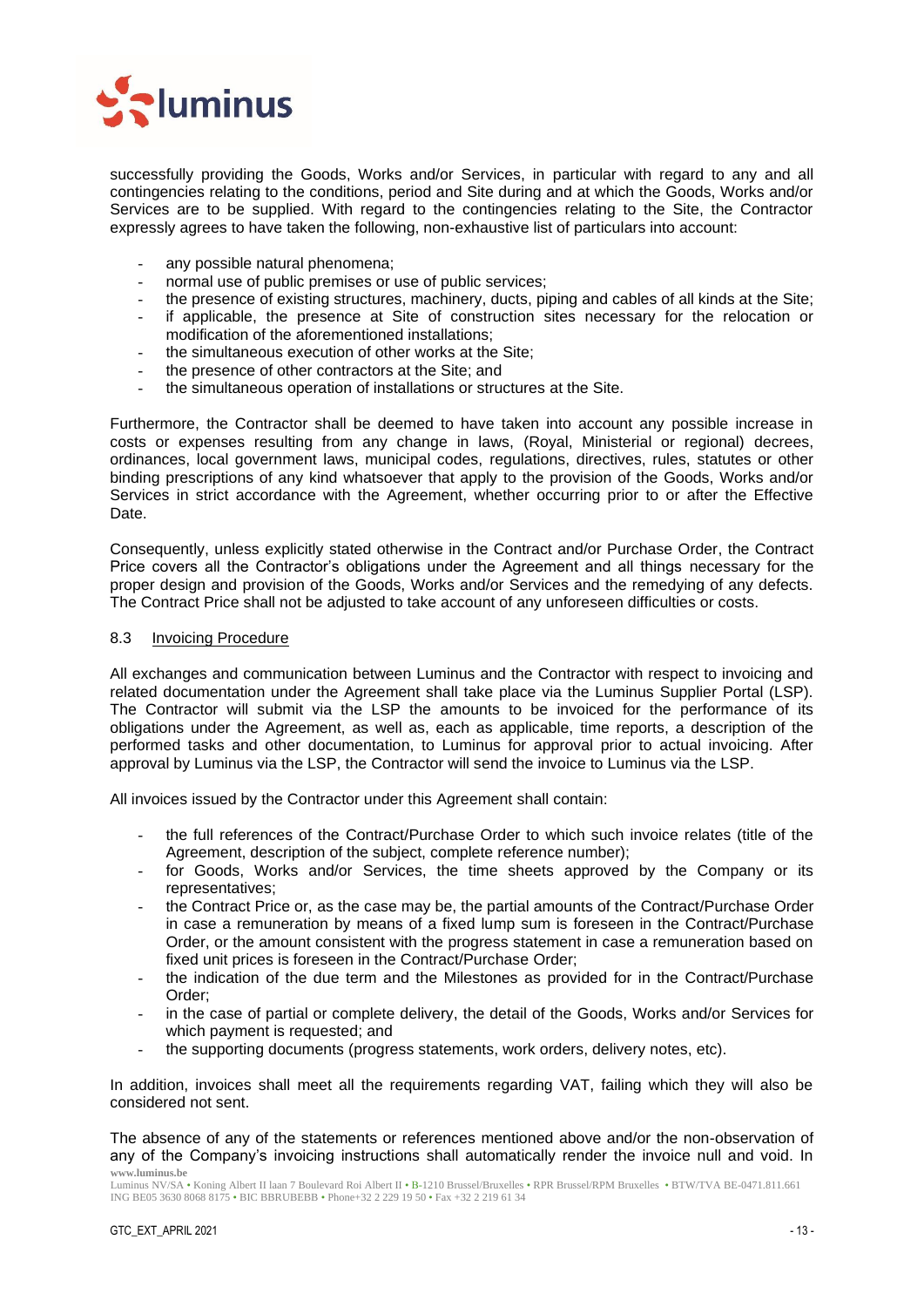successfully providing the Goods, Works and/or Services, in particular with regard to any and all contingencies relating to the conditions, period and Site during and at which the Goods, Works and/or Services are to be supplied. With regard to the contingencies relating to the Site, the Contractor expressly agrees to have taken the following, non-exhaustive list of particulars into account:

- any possible natural phenomena;
- normal use of public premises or use of public services;
- the presence of existing structures, machinery, ducts, piping and cables of all kinds at the Site;
- if applicable, the presence at Site of construction sites necessary for the relocation or modification of the aforementioned installations;
- the simultaneous execution of other works at the Site;
- the presence of other contractors at the Site; and
- the simultaneous operation of installations or structures at the Site.

Furthermore, the Contractor shall be deemed to have taken into account any possible increase in costs or expenses resulting from any change in laws, (Royal, Ministerial or regional) decrees, ordinances, local government laws, municipal codes, regulations, directives, rules, statutes or other binding prescriptions of any kind whatsoever that apply to the provision of the Goods, Works and/or Services in strict accordance with the Agreement, whether occurring prior to or after the Effective Date.

Consequently, unless explicitly stated otherwise in the Contract and/or Purchase Order, the Contract Price covers all the Contractor's obligations under the Agreement and all things necessary for the proper design and provision of the Goods, Works and/or Services and the remedying of any defects. The Contract Price shall not be adjusted to take account of any unforeseen difficulties or costs.

### 8.3 Invoicing Procedure

All exchanges and communication between Luminus and the Contractor with respect to invoicing and related documentation under the Agreement shall take place via the Luminus Supplier Portal (LSP). The Contractor will submit via the LSP the amounts to be invoiced for the performance of its obligations under the Agreement, as well as, each as applicable, time reports, a description of the performed tasks and other documentation, to Luminus for approval prior to actual invoicing. After approval by Luminus via the LSP, the Contractor will send the invoice to Luminus via the LSP.

All invoices issued by the Contractor under this Agreement shall contain:

- the full references of the Contract/Purchase Order to which such invoice relates (title of the Agreement, description of the subject, complete reference number);
- for Goods, Works and/or Services, the time sheets approved by the Company or its representatives;
- the Contract Price or, as the case may be, the partial amounts of the Contract/Purchase Order in case a remuneration by means of a fixed lump sum is foreseen in the Contract/Purchase Order, or the amount consistent with the progress statement in case a remuneration based on fixed unit prices is foreseen in the Contract/Purchase Order;
- the indication of the due term and the Milestones as provided for in the Contract/Purchase Order;
- in the case of partial or complete delivery, the detail of the Goods, Works and/or Services for which payment is requested; and
- the supporting documents (progress statements, work orders, delivery notes, etc).

In addition, invoices shall meet all the requirements regarding VAT, failing which they will also be considered not sent.

The absence of any of the statements or references mentioned above and/or the non-observation of any of the Company's invoicing instructions shall automatically render the invoice null and void. In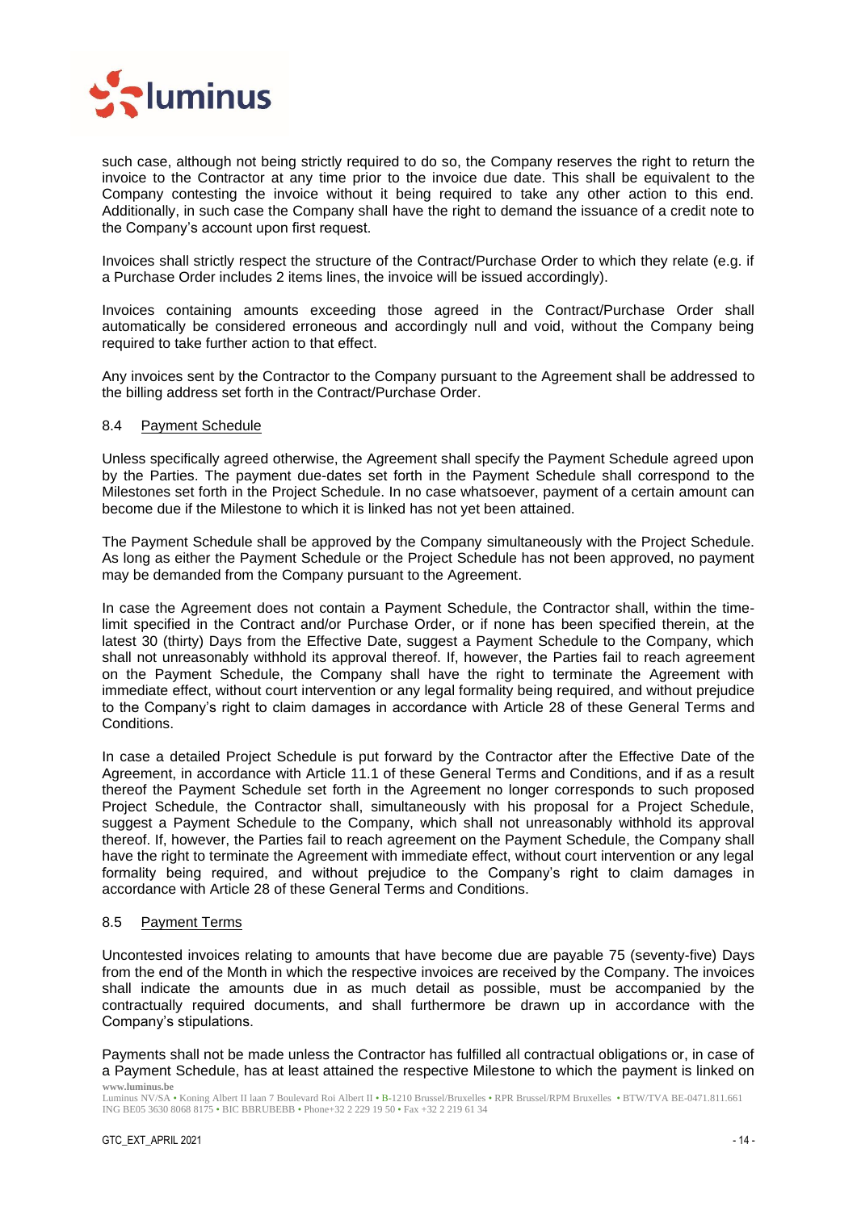such case, although not being strictly required to do so, the Company reserves the right to return the invoice to the Contractor at any time prior to the invoice due date. This shall be equivalent to the Company contesting the invoice without it being required to take any other action to this end. Additionally, in such case the Company shall have the right to demand the issuance of a credit note to the Company's account upon first request.

Invoices shall strictly respect the structure of the Contract/Purchase Order to which they relate (e.g. if a Purchase Order includes 2 items lines, the invoice will be issued accordingly).

Invoices containing amounts exceeding those agreed in the Contract/Purchase Order shall automatically be considered erroneous and accordingly null and void, without the Company being required to take further action to that effect.

Any invoices sent by the Contractor to the Company pursuant to the Agreement shall be addressed to the billing address set forth in the Contract/Purchase Order.

### 8.4 Payment Schedule

Unless specifically agreed otherwise, the Agreement shall specify the Payment Schedule agreed upon by the Parties. The payment due-dates set forth in the Payment Schedule shall correspond to the Milestones set forth in the Project Schedule. In no case whatsoever, payment of a certain amount can become due if the Milestone to which it is linked has not yet been attained.

The Payment Schedule shall be approved by the Company simultaneously with the Project Schedule. As long as either the Payment Schedule or the Project Schedule has not been approved, no payment may be demanded from the Company pursuant to the Agreement.

In case the Agreement does not contain a Payment Schedule, the Contractor shall, within the time-limit specified in the Contract and/or Purchase Order, or if none has been specified therein, at the latest 30 (thirty) Days from the Effective Date, suggest a Payment Schedule to the Company, which shall not unreasonably withhold its approval thereof. If, however, the Parties fail to reach agreement on the Payment Schedule, the Company shall have the right to terminate the Agreement with immediate effect, without court intervention or any legal formality being required, and without prejudice to the Company's right to claim damages in accordance with Article 28 of these General Terms and Conditions.

In case a detailed Project Schedule is put forward by the Contractor after the Effective Date of the Agreement, in accordance with Article 11.1 of these General Terms and Conditions, and if as a result thereof the Payment Schedule set forth in the Agreement no longer corresponds to such proposed Project Schedule, the Contractor shall, simultaneously with his proposal for a Project Schedule, suggest a Payment Schedule to the Company, which shall not unreasonably withhold its approval thereof. If, however, the Parties fail to reach agreement on the Payment Schedule, the Company shall have the right to terminate the Agreement with immediate effect, without court intervention or any legal formality being required, and without prejudice to the Company's right to claim damages in accordance with Article 28 of these General Terms and Conditions.

### 8.5 Payment Terms

Uncontested invoices relating to amounts that have become due are payable 75 (seventy-five) Days from the end of the Month in which the respective invoices are received by the Company. The invoices shall indicate the amounts due in as much detail as possible, must be accompanied by the contractually required documents, and shall furthermore be drawn up in accordance with the Company's stipulations.

Payments shall not be made unless the Contractor has fulfilled all contractual obligations or, in case of a Payment Schedule, has at least attained the respective Milestone to which the payment is linked on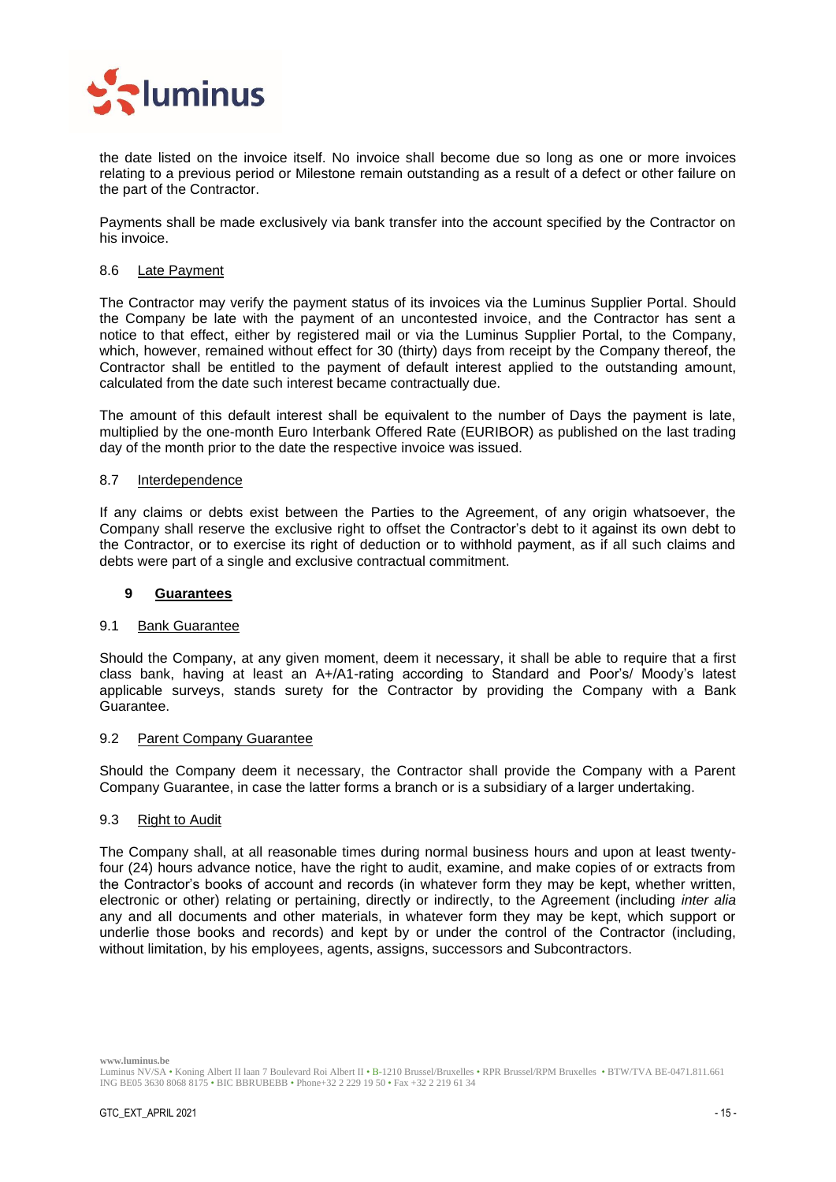the date listed on the invoice itself. No invoice shall become due so long as one or more invoices relating to a previous period or Milestone remain outstanding as a result of a defect or other failure on the part of the Contractor.

Payments shall be made exclusively via bank transfer into the account specified by the Contractor on his invoice.

### 8.6 Late Payment

The Contractor may verify the payment status of its invoices via the Luminus Supplier Portal. Should the Company be late with the payment of an uncontested invoice, and the Contractor has sent a notice to that effect, either by registered mail or via the Luminus Supplier Portal, to the Company, which, however, remained without effect for 30 (thirty) days from receipt by the Company thereof, the Contractor shall be entitled to the payment of default interest applied to the outstanding amount, calculated from the date such interest became contractually due.

The amount of this default interest shall be equivalent to the number of Days the payment is late, multiplied by the one-month Euro Interbank Offered Rate (EURIBOR) as published on the last trading day of the month prior to the date the respective invoice was issued.

### 8.7 Interdependence

If any claims or debts exist between the Parties to the Agreement, of any origin whatsoever, the Company shall reserve the exclusive right to offset the Contractor's debt to it against its own debt to the Contractor, or to exercise its right of deduction or to withhold payment, as if all such claims and debts were part of a single and exclusive contractual commitment.

## 9 Guarantees

### 9.1 Bank Guarantee

Should the Company, at any given moment, deem it necessary, it shall be able to require that a first class bank, having at least an A+/A1-rating according to Standard and Poor's/ Moody's latest applicable surveys, stands surety for the Contractor by providing the Company with a Bank Guarantee.

### 9.2 Parent Company Guarantee

Should the Company deem it necessary, the Contractor shall provide the Company with a Parent Company Guarantee, in case the latter forms a branch or is a subsidiary of a larger undertaking.

### 9.3 Right to Audit

The Company shall, at all reasonable times during normal business hours and upon at least twenty-four (24) hours advance notice, have the right to audit, examine, and make copies of or extracts from the Contractor's books of account and records (in whatever form they may be kept, whether written, electronic or other) relating or pertaining, directly or indirectly, to the Agreement (including *inter alia* any and all documents and other materials, in whatever form they may be kept, which support or underlie those books and records) and kept by or under the control of the Contractor (including, without limitation, by his employees, agents, assigns, successors and Subcontractors.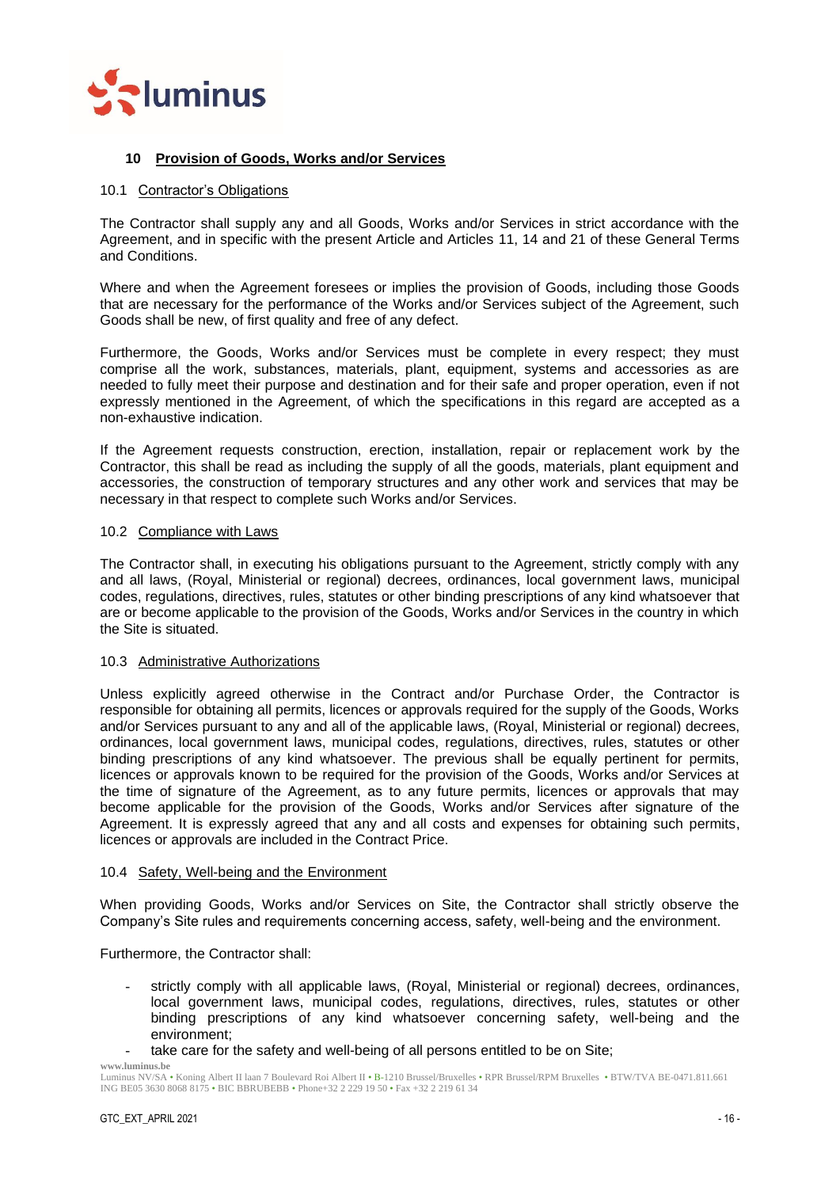## 10 Provision of Goods, Works and/or Services

### 10.1 Contractor's Obligations

The Contractor shall supply any and all Goods, Works and/or Services in strict accordance with the Agreement, and in specific with the present Article and Articles 11, 14 and 21 of these General Terms and Conditions.

Where and when the Agreement foresees or implies the provision of Goods, including those Goods that are necessary for the performance of the Works and/or Services subject of the Agreement, such Goods shall be new, of first quality and free of any defect.

Furthermore, the Goods, Works and/or Services must be complete in every respect; they must comprise all the work, substances, materials, plant, equipment, systems and accessories as are needed to fully meet their purpose and destination and for their safe and proper operation, even if not expressly mentioned in the Agreement, of which the specifications in this regard are accepted as a non-exhaustive indication.

If the Agreement requests construction, erection, installation, repair or replacement work by the Contractor, this shall be read as including the supply of all the goods, materials, plant equipment and accessories, the construction of temporary structures and any other work and services that may be necessary in that respect to complete such Works and/or Services.

### 10.2 Compliance with Laws

The Contractor shall, in executing his obligations pursuant to the Agreement, strictly comply with any and all laws, (Royal, Ministerial or regional) decrees, ordinances, local government laws, municipal codes, regulations, directives, rules, statutes or other binding prescriptions of any kind whatsoever that are or become applicable to the provision of the Goods, Works and/or Services in the country in which the Site is situated.

### 10.3 Administrative Authorizations

Unless explicitly agreed otherwise in the Contract and/or Purchase Order, the Contractor is responsible for obtaining all permits, licences or approvals required for the supply of the Goods, Works and/or Services pursuant to any and all of the applicable laws, (Royal, Ministerial or regional) decrees, ordinances, local government laws, municipal codes, regulations, directives, rules, statutes or other binding prescriptions of any kind whatsoever. The previous shall be equally pertinent for permits, licences or approvals known to be required for the provision of the Goods, Works and/or Services at the time of signature of the Agreement, as to any future permits, licences or approvals that may become applicable for the provision of the Goods, Works and/or Services after signature of the Agreement. It is expressly agreed that any and all costs and expenses for obtaining such permits, licences or approvals are included in the Contract Price.

### 10.4 Safety, Well-being and the Environment

When providing Goods, Works and/or Services on Site, the Contractor shall strictly observe the Company's Site rules and requirements concerning access, safety, well-being and the environment.

Furthermore, the Contractor shall:

- strictly comply with all applicable laws, (Royal, Ministerial or regional) decrees, ordinances, local government laws, municipal codes, regulations, directives, rules, statutes or other binding prescriptions of any kind whatsoever concerning safety, well-being and the environment;
- take care for the safety and well-being of all persons entitled to be on Site;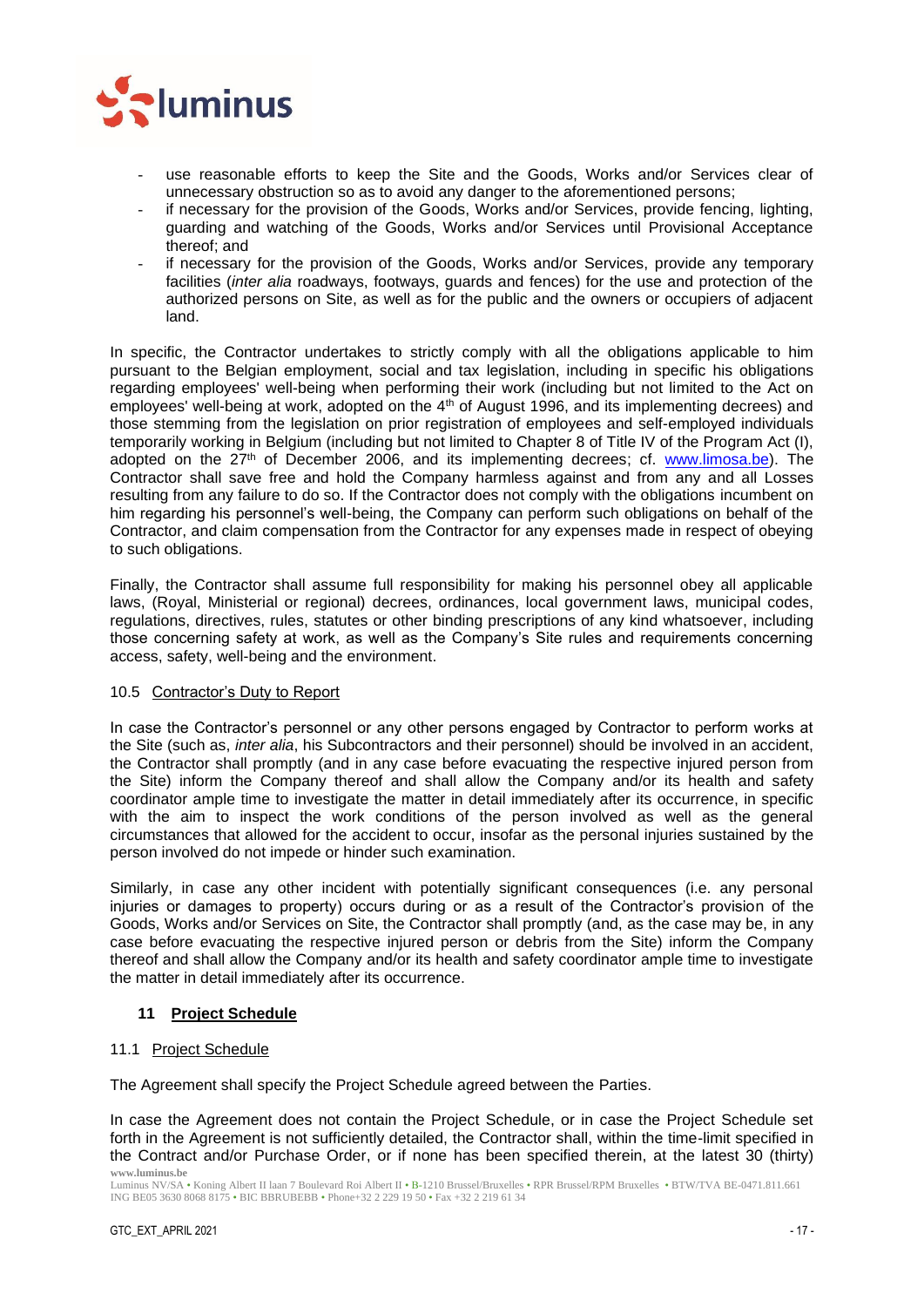- use reasonable efforts to keep the Site and the Goods, Works and/or Services clear of unnecessary obstruction so as to avoid any danger to the aforementioned persons;
- if necessary for the provision of the Goods, Works and/or Services, provide fencing, lighting, guarding and watching of the Goods, Works and/or Services until Provisional Acceptance thereof; and
- if necessary for the provision of the Goods, Works and/or Services, provide any temporary facilities (*inter alia* roadways, footways, guards and fences) for the use and protection of the authorized persons on Site, as well as for the public and the owners or occupiers of adjacent land.

In specific, the Contractor undertakes to strictly comply with all the obligations applicable to him pursuant to the Belgian employment, social and tax legislation, including in specific his obligations regarding employees' well-being when performing their work (including but not limited to the Act on employees' well-being at work, adopted on the 4th of August 1996, and its implementing decrees) and those stemming from the legislation on prior registration of employees and self-employed individuals temporarily working in Belgium (including but not limited to Chapter 8 of Title IV of the Program Act (I), adopted on the 27th of December 2006, and its implementing decrees; cf. www.limosa.be). The Contractor shall save free and hold the Company harmless against and from any and all Losses resulting from any failure to do so. If the Contractor does not comply with the obligations incumbent on him regarding his personnel's well-being, the Company can perform such obligations on behalf of the Contractor, and claim compensation from the Contractor for any expenses made in respect of obeying to such obligations.

Finally, the Contractor shall assume full responsibility for making his personnel obey all applicable laws, (Royal, Ministerial or regional) decrees, ordinances, local government laws, municipal codes, regulations, directives, rules, statutes or other binding prescriptions of any kind whatsoever, including those concerning safety at work, as well as the Company's Site rules and requirements concerning access, safety, well-being and the environment.

### 10.5 Contractor's Duty to Report

In case the Contractor's personnel or any other persons engaged by Contractor to perform works at the Site (such as, *inter alia*, his Subcontractors and their personnel) should be involved in an accident, the Contractor shall promptly (and in any case before evacuating the respective injured person from the Site) inform the Company thereof and shall allow the Company and/or its health and safety coordinator ample time to investigate the matter in detail immediately after its occurrence, in specific with the aim to inspect the work conditions of the person involved as well as the general circumstances that allowed for the accident to occur, insofar as the personal injuries sustained by the person involved do not impede or hinder such examination.

Similarly, in case any other incident with potentially significant consequences (i.e. any personal injuries or damages to property) occurs during or as a result of the Contractor's provision of the Goods, Works and/or Services on Site, the Contractor shall promptly (and, as the case may be, in any case before evacuating the respective injured person or debris from the Site) inform the Company thereof and shall allow the Company and/or its health and safety coordinator ample time to investigate the matter in detail immediately after its occurrence.

## 11 Project Schedule

### 11.1 Project Schedule

The Agreement shall specify the Project Schedule agreed between the Parties.

In case the Agreement does not contain the Project Schedule, or in case the Project Schedule set forth in the Agreement is not sufficiently detailed, the Contractor shall, within the time-limit specified in the Contract and/or Purchase Order, or if none has been specified therein, at the latest 30 (thirty)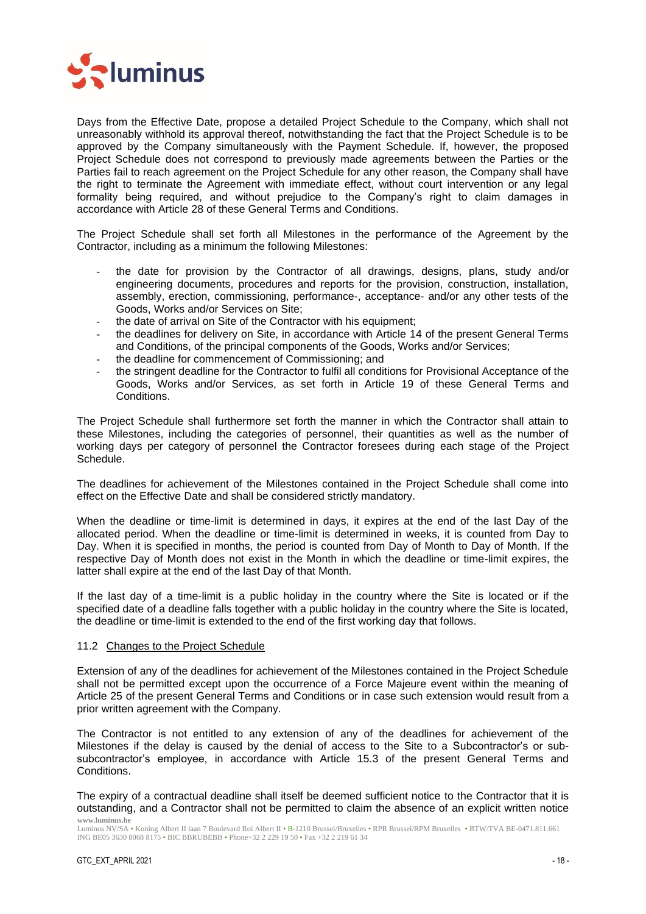Days from the Effective Date, propose a detailed Project Schedule to the Company, which shall not unreasonably withhold its approval thereof, notwithstanding the fact that the Project Schedule is to be approved by the Company simultaneously with the Payment Schedule. If, however, the proposed Project Schedule does not correspond to previously made agreements between the Parties or the Parties fail to reach agreement on the Project Schedule for any other reason, the Company shall have the right to terminate the Agreement with immediate effect, without court intervention or any legal formality being required, and without prejudice to the Company's right to claim damages in accordance with Article 28 of these General Terms and Conditions.

The Project Schedule shall set forth all Milestones in the performance of the Agreement by the Contractor, including as a minimum the following Milestones:

- the date for provision by the Contractor of all drawings, designs, plans, study and/or engineering documents, procedures and reports for the provision, construction, installation, assembly, erection, commissioning, performance-, acceptance- and/or any other tests of the Goods, Works and/or Services on Site;
- the date of arrival on Site of the Contractor with his equipment;
- the deadlines for delivery on Site, in accordance with Article 14 of the present General Terms and Conditions, of the principal components of the Goods, Works and/or Services;
- the deadline for commencement of Commissioning; and
- the stringent deadline for the Contractor to fulfil all conditions for Provisional Acceptance of the Goods, Works and/or Services, as set forth in Article 19 of these General Terms and Conditions.

The Project Schedule shall furthermore set forth the manner in which the Contractor shall attain to these Milestones, including the categories of personnel, their quantities as well as the number of working days per category of personnel the Contractor foresees during each stage of the Project Schedule.

The deadlines for achievement of the Milestones contained in the Project Schedule shall come into effect on the Effective Date and shall be considered strictly mandatory.

When the deadline or time-limit is determined in days, it expires at the end of the last Day of the allocated period. When the deadline or time-limit is determined in weeks, it is counted from Day to Day. When it is specified in months, the period is counted from Day of Month to Day of Month. If the respective Day of Month does not exist in the Month in which the deadline or time-limit expires, the latter shall expire at the end of the last Day of that Month.

If the last day of a time-limit is a public holiday in the country where the Site is located or if the specified date of a deadline falls together with a public holiday in the country where the Site is located, the deadline or time-limit is extended to the end of the first working day that follows.

### 11.2 Changes to the Project Schedule

Extension of any of the deadlines for achievement of the Milestones contained in the Project Schedule shall not be permitted except upon the occurrence of a Force Majeure event within the meaning of Article 25 of the present General Terms and Conditions or in case such extension would result from a prior written agreement with the Company.

The Contractor is not entitled to any extension of any of the deadlines for achievement of the Milestones if the delay is caused by the denial of access to the Site to a Subcontractor's or sub-subcontractor's employee, in accordance with Article 15.3 of the present General Terms and Conditions.

The expiry of a contractual deadline shall itself be deemed sufficient notice to the Contractor that it is outstanding, and a Contractor shall not be permitted to claim the absence of an explicit written notice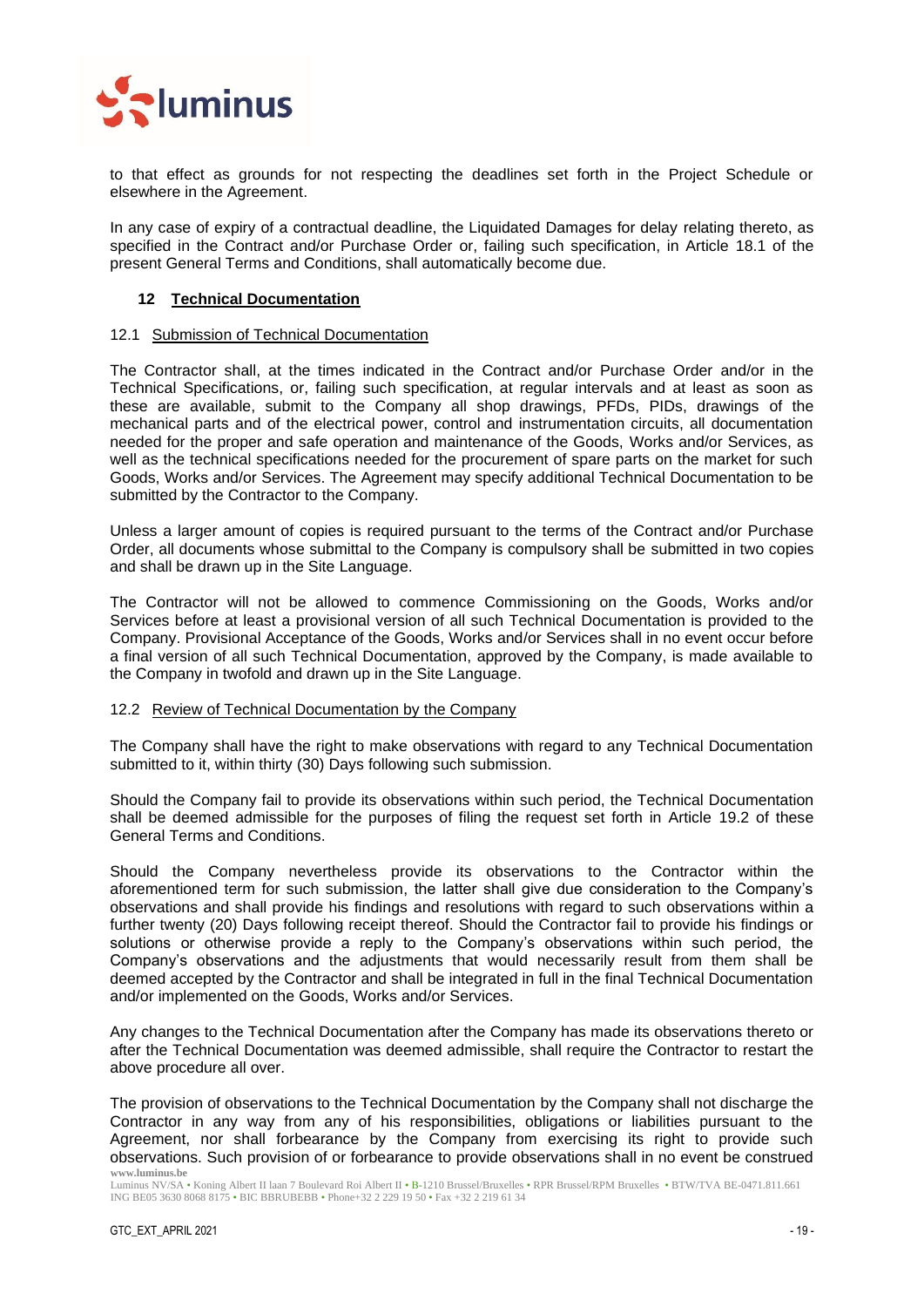to that effect as grounds for not respecting the deadlines set forth in the Project Schedule or elsewhere in the Agreement.

In any case of expiry of a contractual deadline, the Liquidated Damages for delay relating thereto, as specified in the Contract and/or Purchase Order or, failing such specification, in Article 18.1 of the present General Terms and Conditions, shall automatically become due.

## 12 Technical Documentation

### 12.1 Submission of Technical Documentation

The Contractor shall, at the times indicated in the Contract and/or Purchase Order and/or in the Technical Specifications, or, failing such specification, at regular intervals and at least as soon as these are available, submit to the Company all shop drawings, PFDs, PIDs, drawings of the mechanical parts and of the electrical power, control and instrumentation circuits, all documentation needed for the proper and safe operation and maintenance of the Goods, Works and/or Services, as well as the technical specifications needed for the procurement of spare parts on the market for such Goods, Works and/or Services. The Agreement may specify additional Technical Documentation to be submitted by the Contractor to the Company.

Unless a larger amount of copies is required pursuant to the terms of the Contract and/or Purchase Order, all documents whose submittal to the Company is compulsory shall be submitted in two copies and shall be drawn up in the Site Language.

The Contractor will not be allowed to commence Commissioning on the Goods, Works and/or Services before at least a provisional version of all such Technical Documentation is provided to the Company. Provisional Acceptance of the Goods, Works and/or Services shall in no event occur before a final version of all such Technical Documentation, approved by the Company, is made available to the Company in twofold and drawn up in the Site Language.

### 12.2 Review of Technical Documentation by the Company

The Company shall have the right to make observations with regard to any Technical Documentation submitted to it, within thirty (30) Days following such submission.

Should the Company fail to provide its observations within such period, the Technical Documentation shall be deemed admissible for the purposes of filing the request set forth in Article 19.2 of these General Terms and Conditions.

Should the Company nevertheless provide its observations to the Contractor within the aforementioned term for such submission, the latter shall give due consideration to the Company's observations and shall provide his findings and resolutions with regard to such observations within a further twenty (20) Days following receipt thereof. Should the Contractor fail to provide his findings or solutions or otherwise provide a reply to the Company's observations within such period, the Company's observations and the adjustments that would necessarily result from them shall be deemed accepted by the Contractor and shall be integrated in full in the final Technical Documentation and/or implemented on the Goods, Works and/or Services.

Any changes to the Technical Documentation after the Company has made its observations thereto or after the Technical Documentation was deemed admissible, shall require the Contractor to restart the above procedure all over.

The provision of observations to the Technical Documentation by the Company shall not discharge the Contractor in any way from any of his responsibilities, obligations or liabilities pursuant to the Agreement, nor shall forbearance by the Company from exercising its right to provide such observations. Such provision of or forbearance to provide observations shall in no event be construed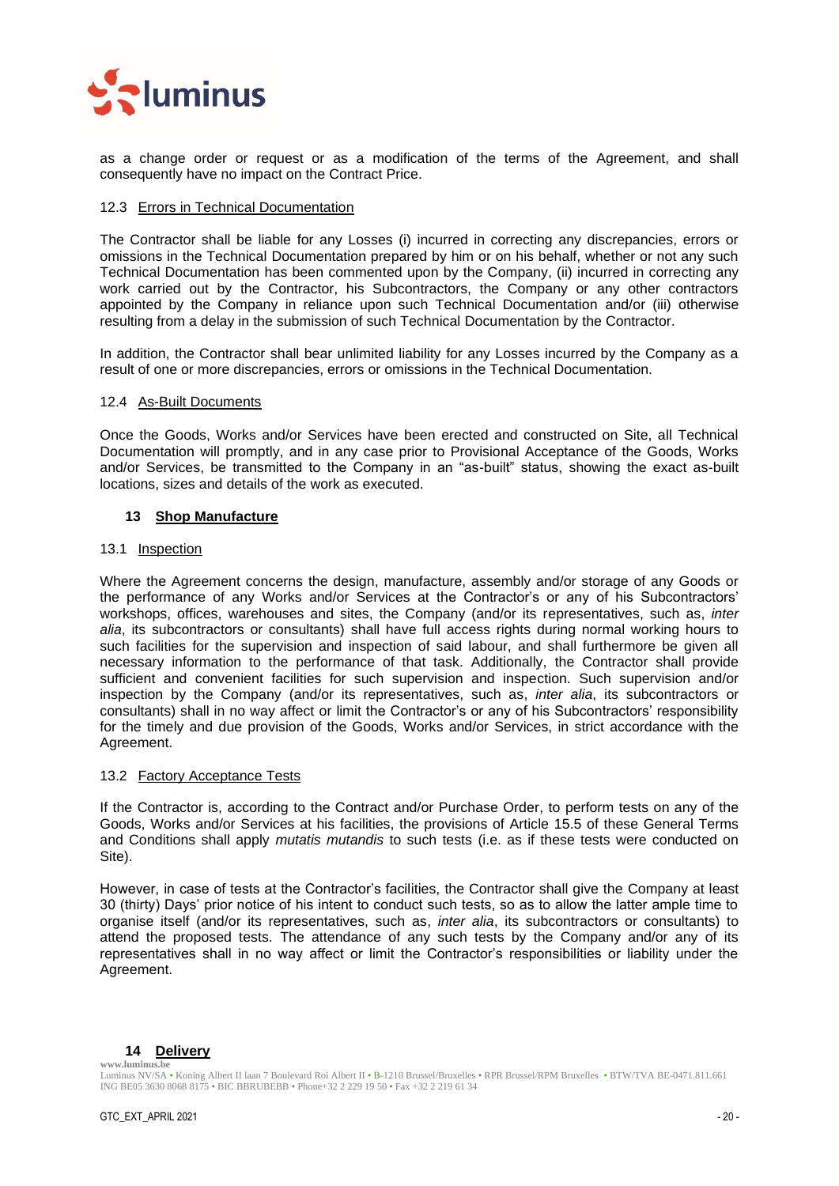as a change order or request or as a modification of the terms of the Agreement, and shall consequently have no impact on the Contract Price.

### 12.3 Errors in Technical Documentation

The Contractor shall be liable for any Losses (i) incurred in correcting any discrepancies, errors or omissions in the Technical Documentation prepared by him or on his behalf, whether or not any such Technical Documentation has been commented upon by the Company, (ii) incurred in correcting any work carried out by the Contractor, his Subcontractors, the Company or any other contractors appointed by the Company in reliance upon such Technical Documentation and/or (iii) otherwise resulting from a delay in the submission of such Technical Documentation by the Contractor.

In addition, the Contractor shall bear unlimited liability for any Losses incurred by the Company as a result of one or more discrepancies, errors or omissions in the Technical Documentation.

### 12.4 As-Built Documents

Once the Goods, Works and/or Services have been erected and constructed on Site, all Technical Documentation will promptly, and in any case prior to Provisional Acceptance of the Goods, Works and/or Services, be transmitted to the Company in an "as-built" status, showing the exact as-built locations, sizes and details of the work as executed.

## 13 Shop Manufacture

### 13.1 Inspection

Where the Agreement concerns the design, manufacture, assembly and/or storage of any Goods or the performance of any Works and/or Services at the Contractor's or any of his Subcontractors' workshops, offices, warehouses and sites, the Company (and/or its representatives, such as, *inter alia*, its subcontractors or consultants) shall have full access rights during normal working hours to such facilities for the supervision and inspection of said labour, and shall furthermore be given all necessary information to the performance of that task. Additionally, the Contractor shall provide sufficient and convenient facilities for such supervision and inspection. Such supervision and/or inspection by the Company (and/or its representatives, such as, *inter alia*, its subcontractors or consultants) shall in no way affect or limit the Contractor's or any of his Subcontractors' responsibility for the timely and due provision of the Goods, Works and/or Services, in strict accordance with the Agreement.

### 13.2 Factory Acceptance Tests

If the Contractor is, according to the Contract and/or Purchase Order, to perform tests on any of the Goods, Works and/or Services at his facilities, the provisions of Article 15.5 of these General Terms and Conditions shall apply *mutatis mutandis* to such tests (i.e. as if these tests were conducted on Site).

However, in case of tests at the Contractor's facilities, the Contractor shall give the Company at least 30 (thirty) Days' prior notice of his intent to conduct such tests, so as to allow the latter ample time to organise itself (and/or its representatives, such as, *inter alia*, its subcontractors or consultants) to attend the proposed tests. The attendance of any such tests by the Company and/or any of its representatives shall in no way affect or limit the Contractor's responsibilities or liability under the Agreement.

## 14 Delivery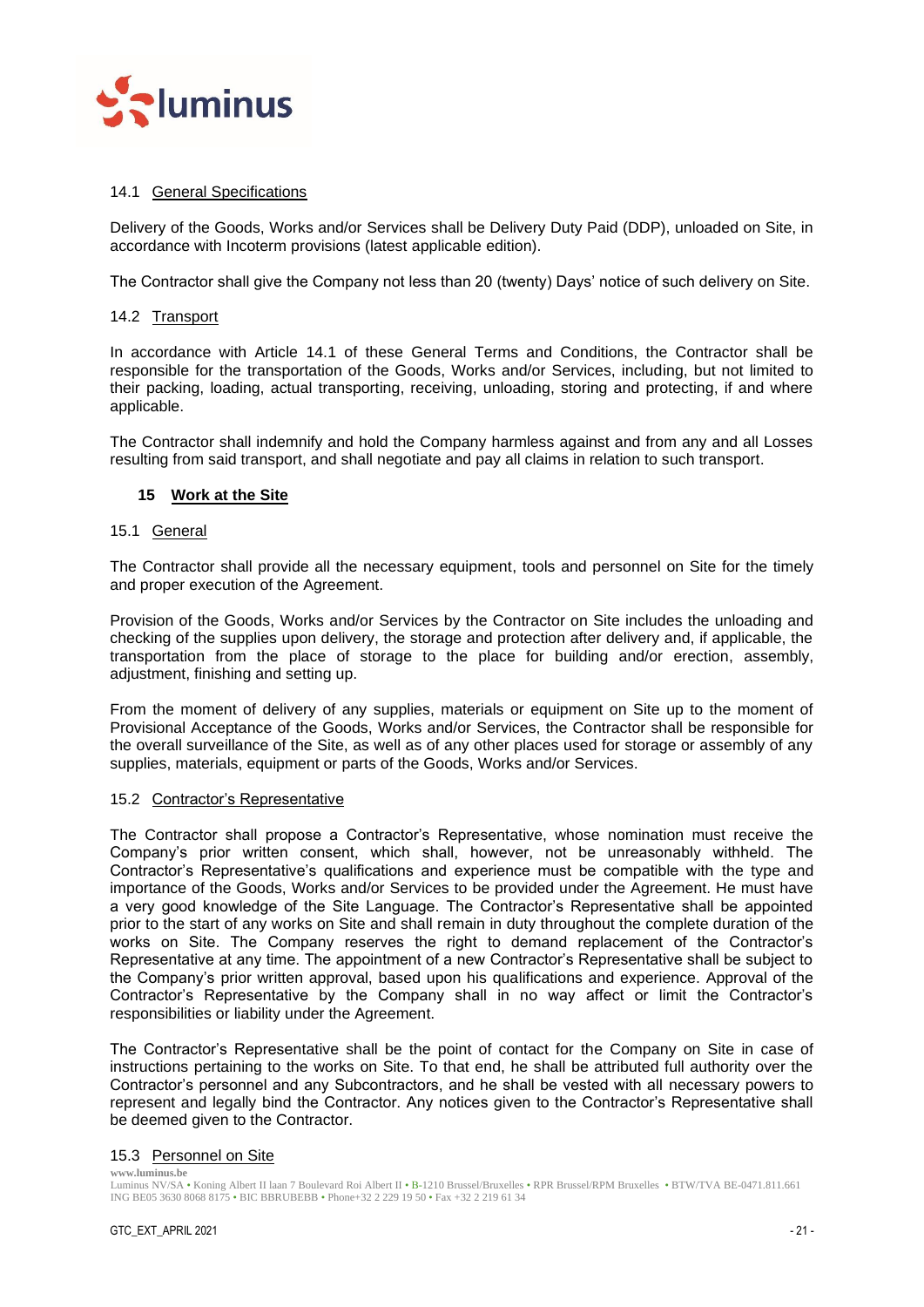### 14.1 General Specifications

Delivery of the Goods, Works and/or Services shall be Delivery Duty Paid (DDP), unloaded on Site, in accordance with Incoterm provisions (latest applicable edition).

The Contractor shall give the Company not less than 20 (twenty) Days' notice of such delivery on Site.

### 14.2 Transport

In accordance with Article 14.1 of these General Terms and Conditions, the Contractor shall be responsible for the transportation of the Goods, Works and/or Services, including, but not limited to their packing, loading, actual transporting, receiving, unloading, storing and protecting, if and where applicable.

The Contractor shall indemnify and hold the Company harmless against and from any and all Losses resulting from said transport, and shall negotiate and pay all claims in relation to such transport.

## 15 Work at the Site

### 15.1 General

The Contractor shall provide all the necessary equipment, tools and personnel on Site for the timely and proper execution of the Agreement.

Provision of the Goods, Works and/or Services by the Contractor on Site includes the unloading and checking of the supplies upon delivery, the storage and protection after delivery and, if applicable, the transportation from the place of storage to the place for building and/or erection, assembly, adjustment, finishing and setting up.

From the moment of delivery of any supplies, materials or equipment on Site up to the moment of Provisional Acceptance of the Goods, Works and/or Services, the Contractor shall be responsible for the overall surveillance of the Site, as well as of any other places used for storage or assembly of any supplies, materials, equipment or parts of the Goods, Works and/or Services.

### 15.2 Contractor's Representative

The Contractor shall propose a Contractor's Representative, whose nomination must receive the Company's prior written consent, which shall, however, not be unreasonably withheld. The Contractor's Representative's qualifications and experience must be compatible with the type and importance of the Goods, Works and/or Services to be provided under the Agreement. He must have a very good knowledge of the Site Language. The Contractor's Representative shall be appointed prior to the start of any works on Site and shall remain in duty throughout the complete duration of the works on Site. The Company reserves the right to demand replacement of the Contractor's Representative at any time. The appointment of a new Contractor's Representative shall be subject to the Company's prior written approval, based upon his qualifications and experience. Approval of the Contractor's Representative by the Company shall in no way affect or limit the Contractor's responsibilities or liability under the Agreement.

The Contractor's Representative shall be the point of contact for the Company on Site in case of instructions pertaining to the works on Site. To that end, he shall be attributed full authority over the Contractor's personnel and any Subcontractors, and he shall be vested with all necessary powers to represent and legally bind the Contractor. Any notices given to the Contractor's Representative shall be deemed given to the Contractor.

### 15.3 Personnel on Site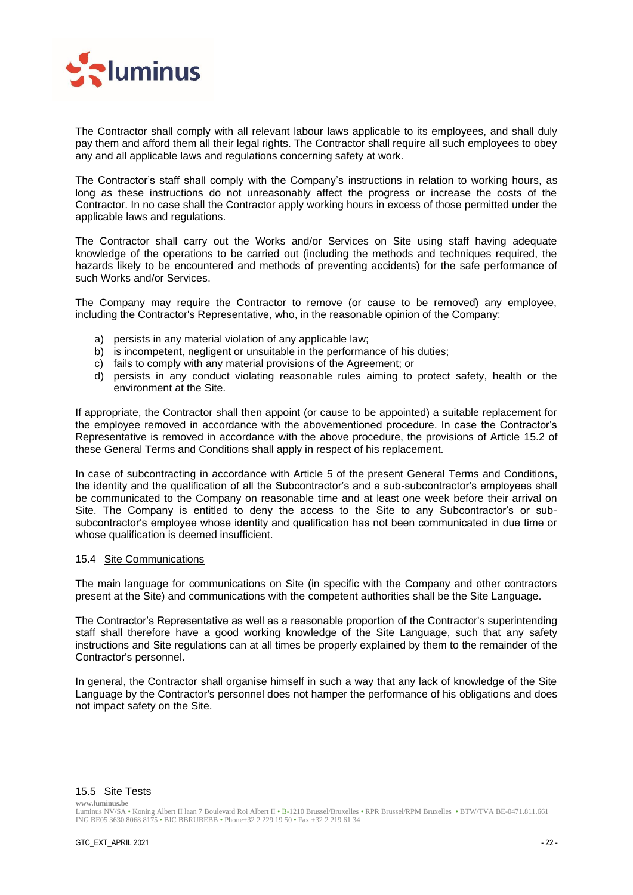The Contractor shall comply with all relevant labour laws applicable to its employees, and shall duly pay them and afford them all their legal rights. The Contractor shall require all such employees to obey any and all applicable laws and regulations concerning safety at work.

The Contractor's staff shall comply with the Company's instructions in relation to working hours, as long as these instructions do not unreasonably affect the progress or increase the costs of the Contractor. In no case shall the Contractor apply working hours in excess of those permitted under the applicable laws and regulations.

The Contractor shall carry out the Works and/or Services on Site using staff having adequate knowledge of the operations to be carried out (including the methods and techniques required, the hazards likely to be encountered and methods of preventing accidents) for the safe performance of such Works and/or Services.

The Company may require the Contractor to remove (or cause to be removed) any employee, including the Contractor's Representative, who, in the reasonable opinion of the Company:

a) persists in any material violation of any applicable law;
b) is incompetent, negligent or unsuitable in the performance of his duties;
c) fails to comply with any material provisions of the Agreement; or
d) persists in any conduct violating reasonable rules aiming to protect safety, health or the environment at the Site.

If appropriate, the Contractor shall then appoint (or cause to be appointed) a suitable replacement for the employee removed in accordance with the abovementioned procedure. In case the Contractor's Representative is removed in accordance with the above procedure, the provisions of Article 15.2 of these General Terms and Conditions shall apply in respect of his replacement.

In case of subcontracting in accordance with Article 5 of the present General Terms and Conditions, the identity and the qualification of all the Subcontractor's and a sub-subcontractor's employees shall be communicated to the Company on reasonable time and at least one week before their arrival on Site. The Company is entitled to deny the access to the Site to any Subcontractor's or sub-subcontractor's employee whose identity and qualification has not been communicated in due time or whose qualification is deemed insufficient.

### 15.4 Site Communications

The main language for communications on Site (in specific with the Company and other contractors present at the Site) and communications with the competent authorities shall be the Site Language.

The Contractor's Representative as well as a reasonable proportion of the Contractor's superintending staff shall therefore have a good working knowledge of the Site Language, such that any safety instructions and Site regulations can at all times be properly explained by them to the remainder of the Contractor's personnel.

In general, the Contractor shall organise himself in such a way that any lack of knowledge of the Site Language by the Contractor's personnel does not hamper the performance of his obligations and does not impact safety on the Site.

### 15.5 Site Tests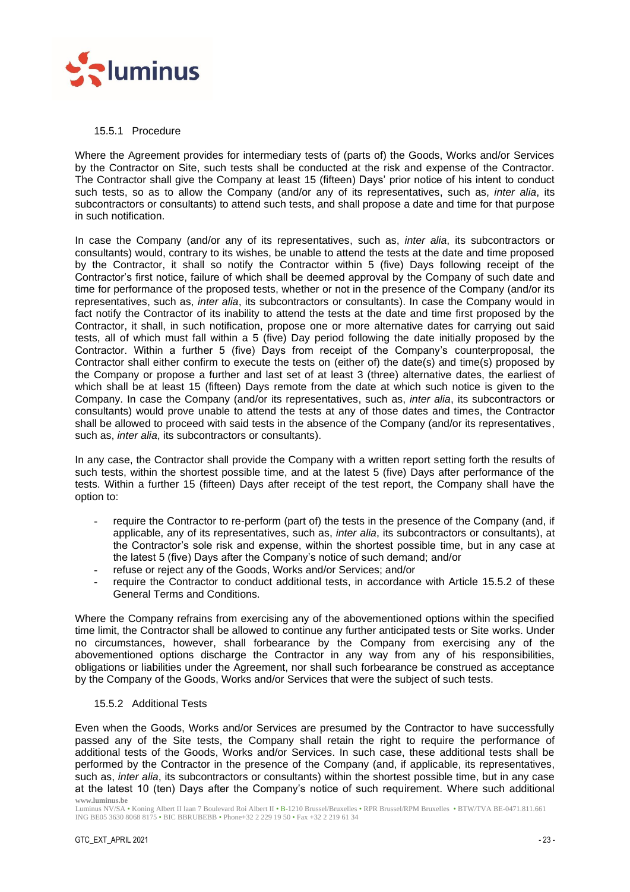#### 15.5.1 Procedure

Where the Agreement provides for intermediary tests of (parts of) the Goods, Works and/or Services by the Contractor on Site, such tests shall be conducted at the risk and expense of the Contractor. The Contractor shall give the Company at least 15 (fifteen) Days' prior notice of his intent to conduct such tests, so as to allow the Company (and/or any of its representatives, such as, *inter alia*, its subcontractors or consultants) to attend such tests, and shall propose a date and time for that purpose in such notification.

In case the Company (and/or any of its representatives, such as, *inter alia*, its subcontractors or consultants) would, contrary to its wishes, be unable to attend the tests at the date and time proposed by the Contractor, it shall so notify the Contractor within 5 (five) Days following receipt of the Contractor's first notice, failure of which shall be deemed approval by the Company of such date and time for performance of the proposed tests, whether or not in the presence of the Company (and/or its representatives, such as, *inter alia*, its subcontractors or consultants). In case the Company would in fact notify the Contractor of its inability to attend the tests at the date and time first proposed by the Contractor, it shall, in such notification, propose one or more alternative dates for carrying out said tests, all of which must fall within a 5 (five) Day period following the date initially proposed by the Contractor. Within a further 5 (five) Days from receipt of the Company's counterproposal, the Contractor shall either confirm to execute the tests on (either of) the date(s) and time(s) proposed by the Company or propose a further and last set of at least 3 (three) alternative dates, the earliest of which shall be at least 15 (fifteen) Days remote from the date at which such notice is given to the Company. In case the Company (and/or its representatives, such as, *inter alia*, its subcontractors or consultants) would prove unable to attend the tests at any of those dates and times, the Contractor shall be allowed to proceed with said tests in the absence of the Company (and/or its representatives, such as, *inter alia*, its subcontractors or consultants).

In any case, the Contractor shall provide the Company with a written report setting forth the results of such tests, within the shortest possible time, and at the latest 5 (five) Days after performance of the tests. Within a further 15 (fifteen) Days after receipt of the test report, the Company shall have the option to:

- require the Contractor to re-perform (part of) the tests in the presence of the Company (and, if applicable, any of its representatives, such as, *inter alia*, its subcontractors or consultants), at the Contractor's sole risk and expense, within the shortest possible time, but in any case at the latest 5 (five) Days after the Company's notice of such demand; and/or
- refuse or reject any of the Goods, Works and/or Services; and/or
- require the Contractor to conduct additional tests, in accordance with Article 15.5.2 of these General Terms and Conditions.

Where the Company refrains from exercising any of the abovementioned options within the specified time limit, the Contractor shall be allowed to continue any further anticipated tests or Site works. Under no circumstances, however, shall forbearance by the Company from exercising any of the abovementioned options discharge the Contractor in any way from any of his responsibilities, obligations or liabilities under the Agreement, nor shall such forbearance be construed as acceptance by the Company of the Goods, Works and/or Services that were the subject of such tests.

#### 15.5.2 Additional Tests

Even when the Goods, Works and/or Services are presumed by the Contractor to have successfully passed any of the Site tests, the Company shall retain the right to require the performance of additional tests of the Goods, Works and/or Services. In such case, these additional tests shall be performed by the Contractor in the presence of the Company (and, if applicable, its representatives, such as, *inter alia*, its subcontractors or consultants) within the shortest possible time, but in any case at the latest 10 (ten) Days after the Company's notice of such requirement. Where such additional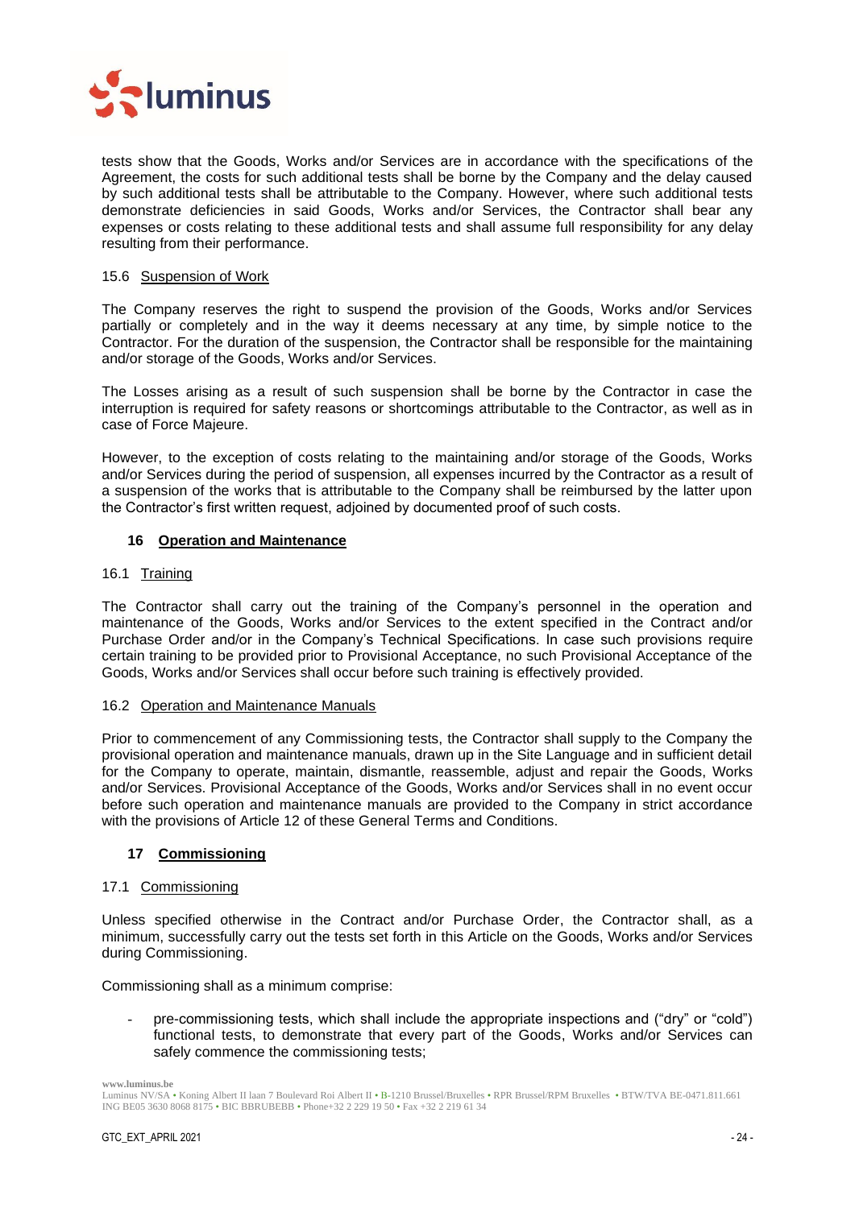tests show that the Goods, Works and/or Services are in accordance with the specifications of the Agreement, the costs for such additional tests shall be borne by the Company and the delay caused by such additional tests shall be attributable to the Company. However, where such additional tests demonstrate deficiencies in said Goods, Works and/or Services, the Contractor shall bear any expenses or costs relating to these additional tests and shall assume full responsibility for any delay resulting from their performance.

15.6 Suspension of Work

The Company reserves the right to suspend the provision of the Goods, Works and/or Services partially or completely and in the way it deems necessary at any time, by simple notice to the Contractor. For the duration of the suspension, the Contractor shall be responsible for the maintaining and/or storage of the Goods, Works and/or Services.

The Losses arising as a result of such suspension shall be borne by the Contractor in case the interruption is required for safety reasons or shortcomings attributable to the Contractor, as well as in case of Force Majeure.

However, to the exception of costs relating to the maintaining and/or storage of the Goods, Works and/or Services during the period of suspension, all expenses incurred by the Contractor as a result of a suspension of the works that is attributable to the Company shall be reimbursed by the latter upon the Contractor's first written request, adjoined by documented proof of such costs.

## 16 Operation and Maintenance

16.1 Training

The Contractor shall carry out the training of the Company's personnel in the operation and maintenance of the Goods, Works and/or Services to the extent specified in the Contract and/or Purchase Order and/or in the Company's Technical Specifications. In case such provisions require certain training to be provided prior to Provisional Acceptance, no such Provisional Acceptance of the Goods, Works and/or Services shall occur before such training is effectively provided.

16.2 Operation and Maintenance Manuals

Prior to commencement of any Commissioning tests, the Contractor shall supply to the Company the provisional operation and maintenance manuals, drawn up in the Site Language and in sufficient detail for the Company to operate, maintain, dismantle, reassemble, adjust and repair the Goods, Works and/or Services. Provisional Acceptance of the Goods, Works and/or Services shall in no event occur before such operation and maintenance manuals are provided to the Company in strict accordance with the provisions of Article 12 of these General Terms and Conditions.

## 17 Commissioning

17.1 Commissioning

Unless specified otherwise in the Contract and/or Purchase Order, the Contractor shall, as a minimum, successfully carry out the tests set forth in this Article on the Goods, Works and/or Services during Commissioning.

Commissioning shall as a minimum comprise:

- pre-commissioning tests, which shall include the appropriate inspections and ("dry" or "cold") functional tests, to demonstrate that every part of the Goods, Works and/or Services can safely commence the commissioning tests;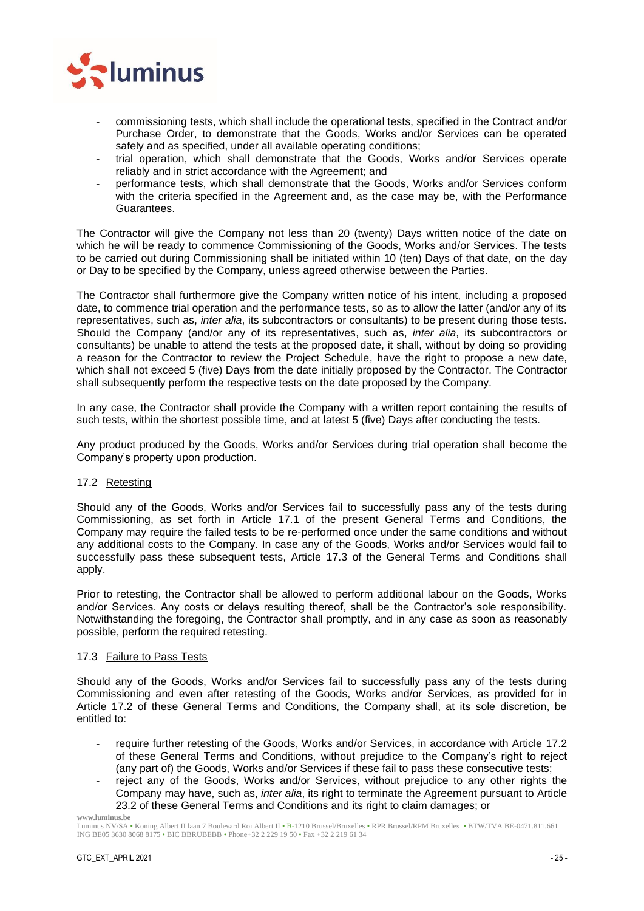- commissioning tests, which shall include the operational tests, specified in the Contract and/or Purchase Order, to demonstrate that the Goods, Works and/or Services can be operated safely and as specified, under all available operating conditions;
- trial operation, which shall demonstrate that the Goods, Works and/or Services operate reliably and in strict accordance with the Agreement; and
- performance tests, which shall demonstrate that the Goods, Works and/or Services conform with the criteria specified in the Agreement and, as the case may be, with the Performance Guarantees.

The Contractor will give the Company not less than 20 (twenty) Days written notice of the date on which he will be ready to commence Commissioning of the Goods, Works and/or Services. The tests to be carried out during Commissioning shall be initiated within 10 (ten) Days of that date, on the day or Day to be specified by the Company, unless agreed otherwise between the Parties.

The Contractor shall furthermore give the Company written notice of his intent, including a proposed date, to commence trial operation and the performance tests, so as to allow the latter (and/or any of its representatives, such as, *inter alia*, its subcontractors or consultants) to be present during those tests. Should the Company (and/or any of its representatives, such as, *inter alia*, its subcontractors or consultants) be unable to attend the tests at the proposed date, it shall, without by doing so providing a reason for the Contractor to review the Project Schedule, have the right to propose a new date, which shall not exceed 5 (five) Days from the date initially proposed by the Contractor. The Contractor shall subsequently perform the respective tests on the date proposed by the Company.

In any case, the Contractor shall provide the Company with a written report containing the results of such tests, within the shortest possible time, and at latest 5 (five) Days after conducting the tests.

Any product produced by the Goods, Works and/or Services during trial operation shall become the Company's property upon production.

### 17.2 Retesting

Should any of the Goods, Works and/or Services fail to successfully pass any of the tests during Commissioning, as set forth in Article 17.1 of the present General Terms and Conditions, the Company may require the failed tests to be re-performed once under the same conditions and without any additional costs to the Company. In case any of the Goods, Works and/or Services would fail to successfully pass these subsequent tests, Article 17.3 of the General Terms and Conditions shall apply.

Prior to retesting, the Contractor shall be allowed to perform additional labour on the Goods, Works and/or Services. Any costs or delays resulting thereof, shall be the Contractor's sole responsibility. Notwithstanding the foregoing, the Contractor shall promptly, and in any case as soon as reasonably possible, perform the required retesting.

### 17.3 Failure to Pass Tests

Should any of the Goods, Works and/or Services fail to successfully pass any of the tests during Commissioning and even after retesting of the Goods, Works and/or Services, as provided for in Article 17.2 of these General Terms and Conditions, the Company shall, at its sole discretion, be entitled to:

- require further retesting of the Goods, Works and/or Services, in accordance with Article 17.2 of these General Terms and Conditions, without prejudice to the Company's right to reject (any part of) the Goods, Works and/or Services if these fail to pass these consecutive tests;
- reject any of the Goods, Works and/or Services, without prejudice to any other rights the Company may have, such as, *inter alia*, its right to terminate the Agreement pursuant to Article 23.2 of these General Terms and Conditions and its right to claim damages; or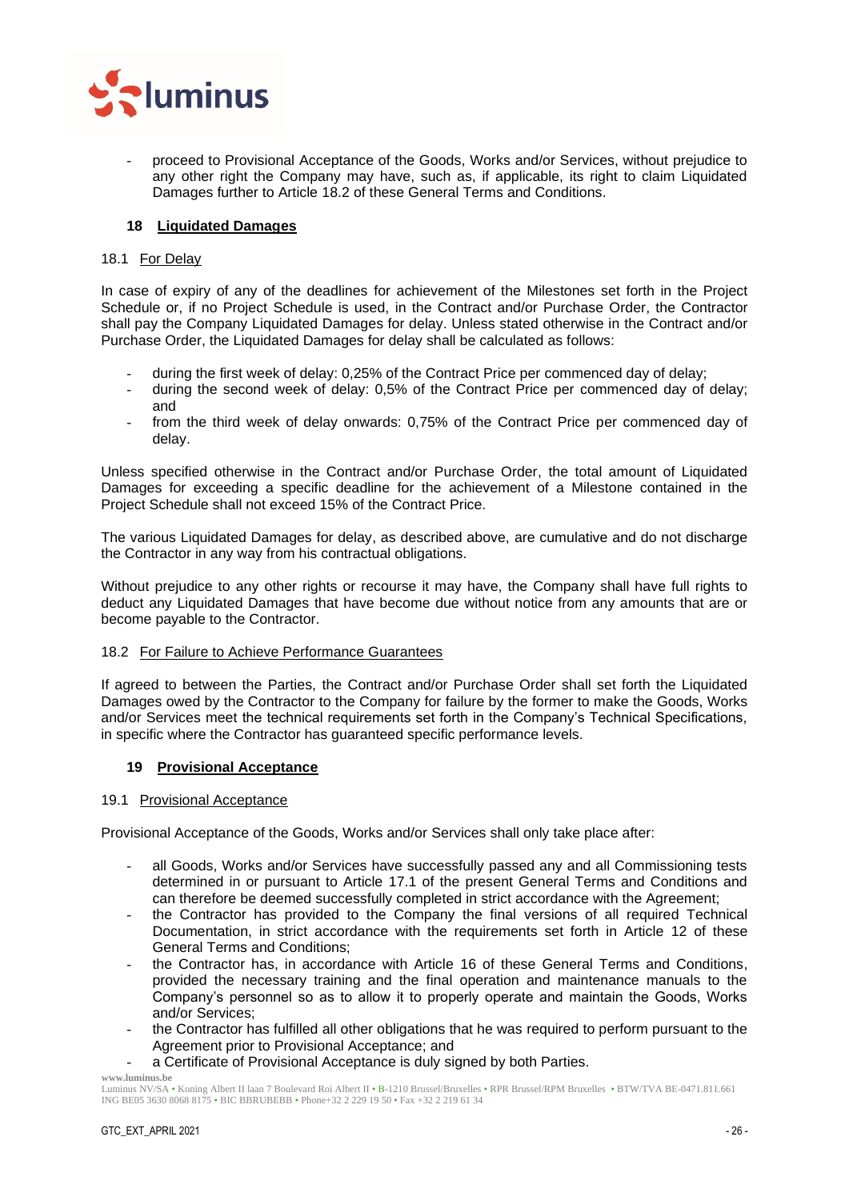- proceed to Provisional Acceptance of the Goods, Works and/or Services, without prejudice to any other right the Company may have, such as, if applicable, its right to claim Liquidated Damages further to Article 18.2 of these General Terms and Conditions.

## 18 Liquidated Damages

### 18.1 For Delay

In case of expiry of any of the deadlines for achievement of the Milestones set forth in the Project Schedule or, if no Project Schedule is used, in the Contract and/or Purchase Order, the Contractor shall pay the Company Liquidated Damages for delay. Unless stated otherwise in the Contract and/or Purchase Order, the Liquidated Damages for delay shall be calculated as follows:

- during the first week of delay: 0,25% of the Contract Price per commenced day of delay;
- during the second week of delay: 0,5% of the Contract Price per commenced day of delay; and
- from the third week of delay onwards: 0,75% of the Contract Price per commenced day of delay.

Unless specified otherwise in the Contract and/or Purchase Order, the total amount of Liquidated Damages for exceeding a specific deadline for the achievement of a Milestone contained in the Project Schedule shall not exceed 15% of the Contract Price.

The various Liquidated Damages for delay, as described above, are cumulative and do not discharge the Contractor in any way from his contractual obligations.

Without prejudice to any other rights or recourse it may have, the Company shall have full rights to deduct any Liquidated Damages that have become due without notice from any amounts that are or become payable to the Contractor.

### 18.2 For Failure to Achieve Performance Guarantees

If agreed to between the Parties, the Contract and/or Purchase Order shall set forth the Liquidated Damages owed by the Contractor to the Company for failure by the former to make the Goods, Works and/or Services meet the technical requirements set forth in the Company's Technical Specifications, in specific where the Contractor has guaranteed specific performance levels.

## 19 Provisional Acceptance

### 19.1 Provisional Acceptance

Provisional Acceptance of the Goods, Works and/or Services shall only take place after:

- all Goods, Works and/or Services have successfully passed any and all Commissioning tests determined in or pursuant to Article 17.1 of the present General Terms and Conditions and can therefore be deemed successfully completed in strict accordance with the Agreement;
- the Contractor has provided to the Company the final versions of all required Technical Documentation, in strict accordance with the requirements set forth in Article 12 of these General Terms and Conditions;
- the Contractor has, in accordance with Article 16 of these General Terms and Conditions, provided the necessary training and the final operation and maintenance manuals to the Company's personnel so as to allow it to properly operate and maintain the Goods, Works and/or Services;
- the Contractor has fulfilled all other obligations that he was required to perform pursuant to the Agreement prior to Provisional Acceptance; and
- a Certificate of Provisional Acceptance is duly signed by both Parties.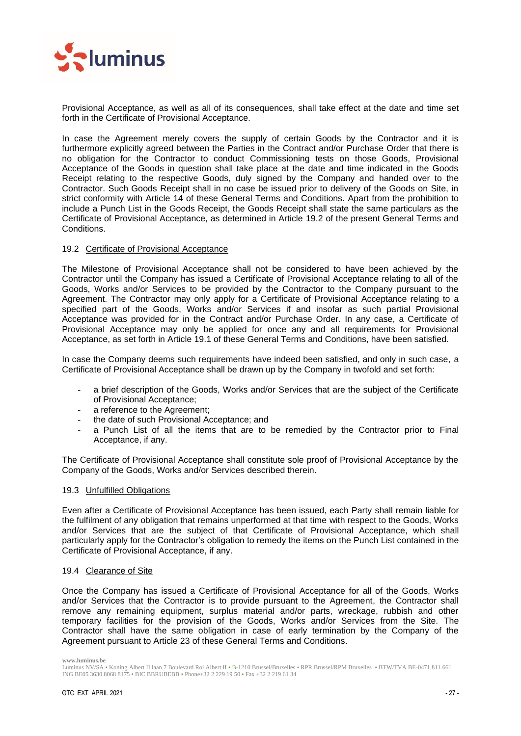Provisional Acceptance, as well as all of its consequences, shall take effect at the date and time set forth in the Certificate of Provisional Acceptance.

In case the Agreement merely covers the supply of certain Goods by the Contractor and it is furthermore explicitly agreed between the Parties in the Contract and/or Purchase Order that there is no obligation for the Contractor to conduct Commissioning tests on those Goods, Provisional Acceptance of the Goods in question shall take place at the date and time indicated in the Goods Receipt relating to the respective Goods, duly signed by the Company and handed over to the Contractor. Such Goods Receipt shall in no case be issued prior to delivery of the Goods on Site, in strict conformity with Article 14 of these General Terms and Conditions. Apart from the prohibition to include a Punch List in the Goods Receipt, the Goods Receipt shall state the same particulars as the Certificate of Provisional Acceptance, as determined in Article 19.2 of the present General Terms and Conditions.

### 19.2 Certificate of Provisional Acceptance

The Milestone of Provisional Acceptance shall not be considered to have been achieved by the Contractor until the Company has issued a Certificate of Provisional Acceptance relating to all of the Goods, Works and/or Services to be provided by the Contractor to the Company pursuant to the Agreement. The Contractor may only apply for a Certificate of Provisional Acceptance relating to a specified part of the Goods, Works and/or Services if and insofar as such partial Provisional Acceptance was provided for in the Contract and/or Purchase Order. In any case, a Certificate of Provisional Acceptance may only be applied for once any and all requirements for Provisional Acceptance, as set forth in Article 19.1 of these General Terms and Conditions, have been satisfied.

In case the Company deems such requirements have indeed been satisfied, and only in such case, a Certificate of Provisional Acceptance shall be drawn up by the Company in twofold and set forth:

- a brief description of the Goods, Works and/or Services that are the subject of the Certificate of Provisional Acceptance;
- a reference to the Agreement;
- the date of such Provisional Acceptance; and
- a Punch List of all the items that are to be remedied by the Contractor prior to Final Acceptance, if any.

The Certificate of Provisional Acceptance shall constitute sole proof of Provisional Acceptance by the Company of the Goods, Works and/or Services described therein.

### 19.3 Unfulfilled Obligations

Even after a Certificate of Provisional Acceptance has been issued, each Party shall remain liable for the fulfilment of any obligation that remains unperformed at that time with respect to the Goods, Works and/or Services that are the subject of that Certificate of Provisional Acceptance, which shall particularly apply for the Contractor's obligation to remedy the items on the Punch List contained in the Certificate of Provisional Acceptance, if any.

### 19.4 Clearance of Site

Once the Company has issued a Certificate of Provisional Acceptance for all of the Goods, Works and/or Services that the Contractor is to provide pursuant to the Agreement, the Contractor shall remove any remaining equipment, surplus material and/or parts, wreckage, rubbish and other temporary facilities for the provision of the Goods, Works and/or Services from the Site. The Contractor shall have the same obligation in case of early termination by the Company of the Agreement pursuant to Article 23 of these General Terms and Conditions.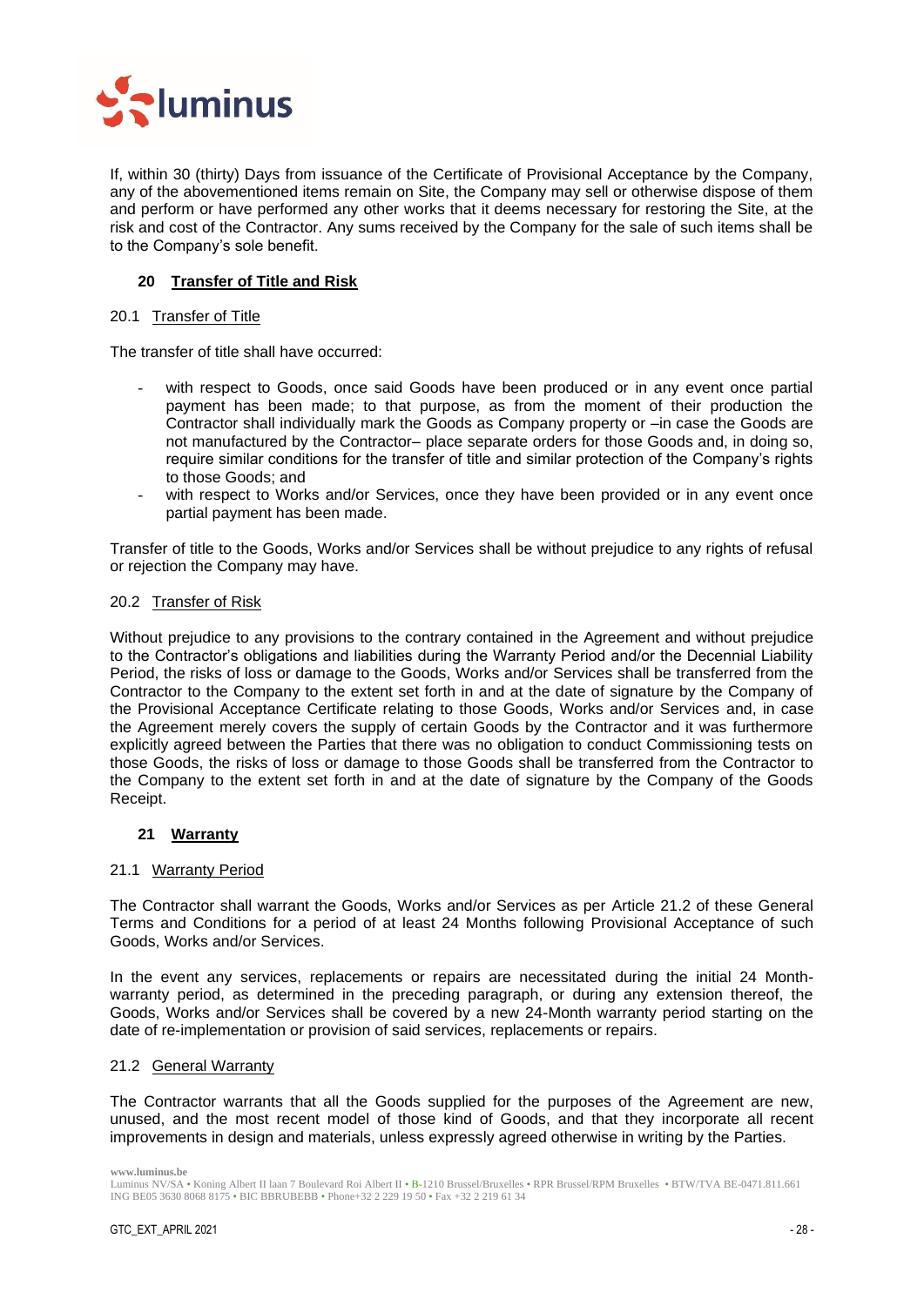If, within 30 (thirty) Days from issuance of the Certificate of Provisional Acceptance by the Company, any of the abovementioned items remain on Site, the Company may sell or otherwise dispose of them and perform or have performed any other works that it deems necessary for restoring the Site, at the risk and cost of the Contractor. Any sums received by the Company for the sale of such items shall be to the Company's sole benefit.

## 20 Transfer of Title and Risk

### 20.1 Transfer of Title

The transfer of title shall have occurred:

- with respect to Goods, once said Goods have been produced or in any event once partial payment has been made; to that purpose, as from the moment of their production the Contractor shall individually mark the Goods as Company property or –in case the Goods are not manufactured by the Contractor– place separate orders for those Goods and, in doing so, require similar conditions for the transfer of title and similar protection of the Company's rights to those Goods; and
- with respect to Works and/or Services, once they have been provided or in any event once partial payment has been made.

Transfer of title to the Goods, Works and/or Services shall be without prejudice to any rights of refusal or rejection the Company may have.

### 20.2 Transfer of Risk

Without prejudice to any provisions to the contrary contained in the Agreement and without prejudice to the Contractor's obligations and liabilities during the Warranty Period and/or the Decennial Liability Period, the risks of loss or damage to the Goods, Works and/or Services shall be transferred from the Contractor to the Company to the extent set forth in and at the date of signature by the Company of the Provisional Acceptance Certificate relating to those Goods, Works and/or Services and, in case the Agreement merely covers the supply of certain Goods by the Contractor and it was furthermore explicitly agreed between the Parties that there was no obligation to conduct Commissioning tests on those Goods, the risks of loss or damage to those Goods shall be transferred from the Contractor to the Company to the extent set forth in and at the date of signature by the Company of the Goods Receipt.

## 21 Warranty

### 21.1 Warranty Period

The Contractor shall warrant the Goods, Works and/or Services as per Article 21.2 of these General Terms and Conditions for a period of at least 24 Months following Provisional Acceptance of such Goods, Works and/or Services.

In the event any services, replacements or repairs are necessitated during the initial 24 Month-warranty period, as determined in the preceding paragraph, or during any extension thereof, the Goods, Works and/or Services shall be covered by a new 24-Month warranty period starting on the date of re-implementation or provision of said services, replacements or repairs.

### 21.2 General Warranty

The Contractor warrants that all the Goods supplied for the purposes of the Agreement are new, unused, and the most recent model of those kind of Goods, and that they incorporate all recent improvements in design and materials, unless expressly agreed otherwise in writing by the Parties.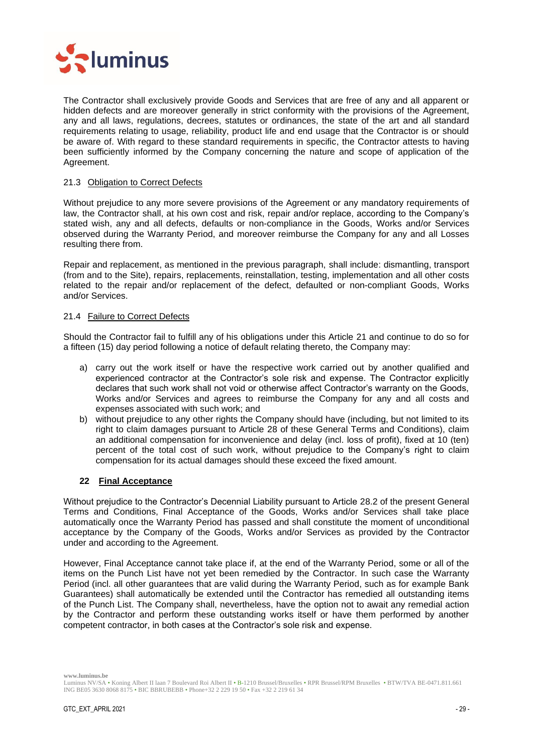The Contractor shall exclusively provide Goods and Services that are free of any and all apparent or hidden defects and are moreover generally in strict conformity with the provisions of the Agreement, any and all laws, regulations, decrees, statutes or ordinances, the state of the art and all standard requirements relating to usage, reliability, product life and end usage that the Contractor is or should be aware of. With regard to these standard requirements in specific, the Contractor attests to having been sufficiently informed by the Company concerning the nature and scope of application of the Agreement.

### 21.3 Obligation to Correct Defects

Without prejudice to any more severe provisions of the Agreement or any mandatory requirements of law, the Contractor shall, at his own cost and risk, repair and/or replace, according to the Company's stated wish, any and all defects, defaults or non-compliance in the Goods, Works and/or Services observed during the Warranty Period, and moreover reimburse the Company for any and all Losses resulting there from.

Repair and replacement, as mentioned in the previous paragraph, shall include: dismantling, transport (from and to the Site), repairs, replacements, reinstallation, testing, implementation and all other costs related to the repair and/or replacement of the defect, defaulted or non-compliant Goods, Works and/or Services.

### 21.4 Failure to Correct Defects

Should the Contractor fail to fulfill any of his obligations under this Article 21 and continue to do so for a fifteen (15) day period following a notice of default relating thereto, the Company may:

a) carry out the work itself or have the respective work carried out by another qualified and experienced contractor at the Contractor's sole risk and expense. The Contractor explicitly declares that such work shall not void or otherwise affect Contractor's warranty on the Goods, Works and/or Services and agrees to reimburse the Company for any and all costs and expenses associated with such work; and
b) without prejudice to any other rights the Company should have (including, but not limited to its right to claim damages pursuant to Article 28 of these General Terms and Conditions), claim an additional compensation for inconvenience and delay (incl. loss of profit), fixed at 10 (ten) percent of the total cost of such work, without prejudice to the Company's right to claim compensation for its actual damages should these exceed the fixed amount.

## 22 Final Acceptance

Without prejudice to the Contractor's Decennial Liability pursuant to Article 28.2 of the present General Terms and Conditions, Final Acceptance of the Goods, Works and/or Services shall take place automatically once the Warranty Period has passed and shall constitute the moment of unconditional acceptance by the Company of the Goods, Works and/or Services as provided by the Contractor under and according to the Agreement.

However, Final Acceptance cannot take place if, at the end of the Warranty Period, some or all of the items on the Punch List have not yet been remedied by the Contractor. In such case the Warranty Period (incl. all other guarantees that are valid during the Warranty Period, such as for example Bank Guarantees) shall automatically be extended until the Contractor has remedied all outstanding items of the Punch List. The Company shall, nevertheless, have the option not to await any remedial action by the Contractor and perform these outstanding works itself or have them performed by another competent contractor, in both cases at the Contractor's sole risk and expense.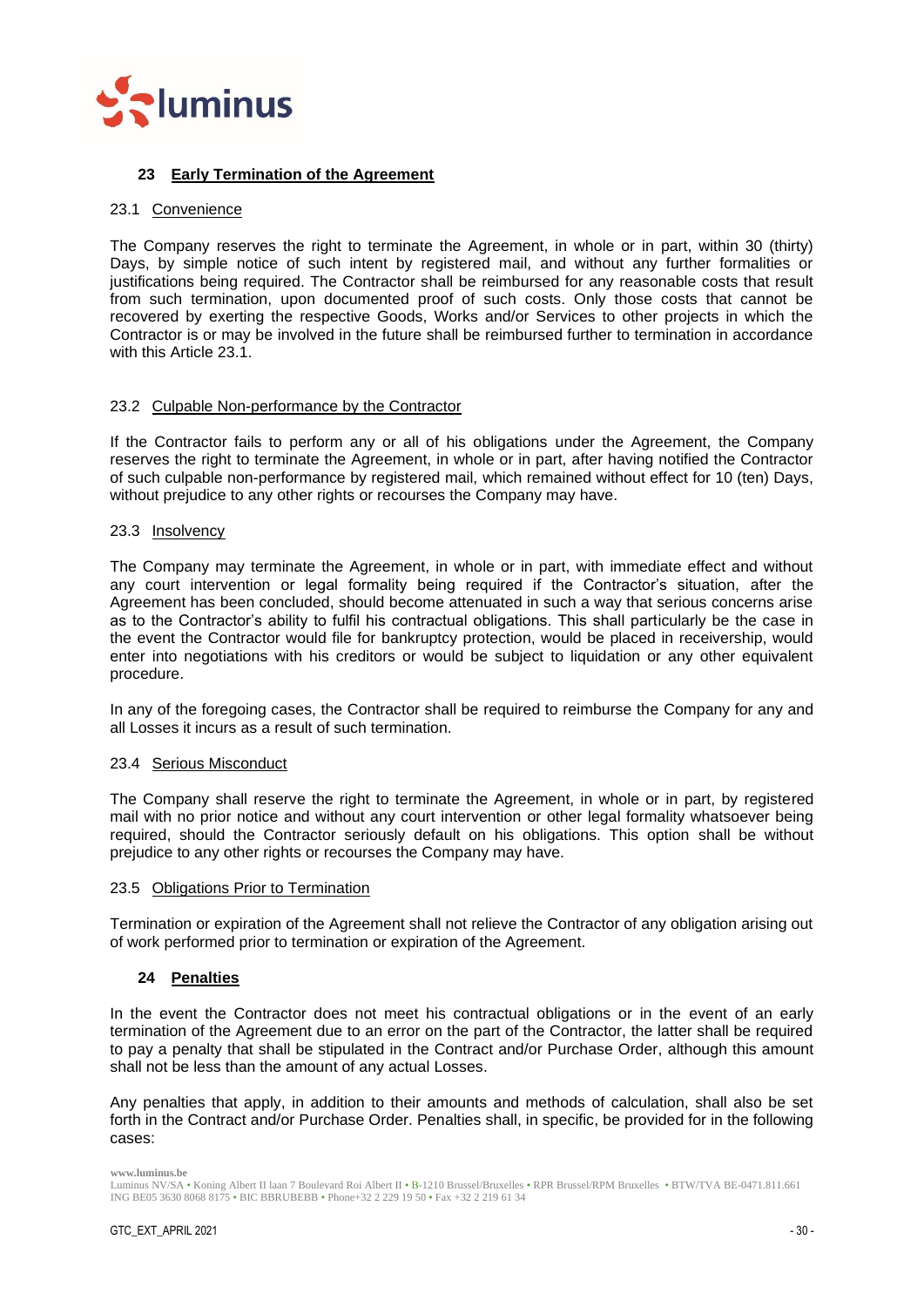## 23 Early Termination of the Agreement

### 23.1 Convenience

The Company reserves the right to terminate the Agreement, in whole or in part, within 30 (thirty) Days, by simple notice of such intent by registered mail, and without any further formalities or justifications being required. The Contractor shall be reimbursed for any reasonable costs that result from such termination, upon documented proof of such costs. Only those costs that cannot be recovered by exerting the respective Goods, Works and/or Services to other projects in which the Contractor is or may be involved in the future shall be reimbursed further to termination in accordance with this Article 23.1.

### 23.2 Culpable Non-performance by the Contractor

If the Contractor fails to perform any or all of his obligations under the Agreement, the Company reserves the right to terminate the Agreement, in whole or in part, after having notified the Contractor of such culpable non-performance by registered mail, which remained without effect for 10 (ten) Days, without prejudice to any other rights or recourses the Company may have.

### 23.3 Insolvency

The Company may terminate the Agreement, in whole or in part, with immediate effect and without any court intervention or legal formality being required if the Contractor's situation, after the Agreement has been concluded, should become attenuated in such a way that serious concerns arise as to the Contractor's ability to fulfil his contractual obligations. This shall particularly be the case in the event the Contractor would file for bankruptcy protection, would be placed in receivership, would enter into negotiations with his creditors or would be subject to liquidation or any other equivalent procedure.

In any of the foregoing cases, the Contractor shall be required to reimburse the Company for any and all Losses it incurs as a result of such termination.

### 23.4 Serious Misconduct

The Company shall reserve the right to terminate the Agreement, in whole or in part, by registered mail with no prior notice and without any court intervention or other legal formality whatsoever being required, should the Contractor seriously default on his obligations. This option shall be without prejudice to any other rights or recourses the Company may have.

### 23.5 Obligations Prior to Termination

Termination or expiration of the Agreement shall not relieve the Contractor of any obligation arising out of work performed prior to termination or expiration of the Agreement.

## 24 Penalties

In the event the Contractor does not meet his contractual obligations or in the event of an early termination of the Agreement due to an error on the part of the Contractor, the latter shall be required to pay a penalty that shall be stipulated in the Contract and/or Purchase Order, although this amount shall not be less than the amount of any actual Losses.

Any penalties that apply, in addition to their amounts and methods of calculation, shall also be set forth in the Contract and/or Purchase Order. Penalties shall, in specific, be provided for in the following cases: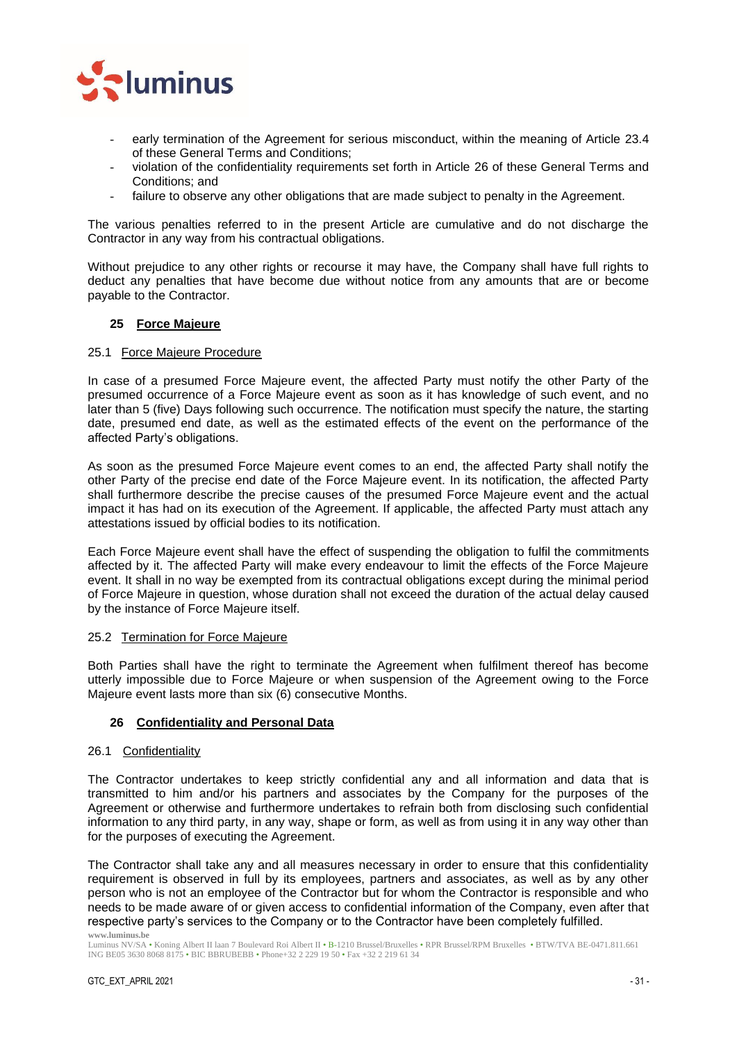- early termination of the Agreement for serious misconduct, within the meaning of Article 23.4 of these General Terms and Conditions;
- violation of the confidentiality requirements set forth in Article 26 of these General Terms and Conditions; and
- failure to observe any other obligations that are made subject to penalty in the Agreement.

The various penalties referred to in the present Article are cumulative and do not discharge the Contractor in any way from his contractual obligations.

Without prejudice to any other rights or recourse it may have, the Company shall have full rights to deduct any penalties that have become due without notice from any amounts that are or become payable to the Contractor.

## 25 Force Majeure

### 25.1 Force Majeure Procedure

In case of a presumed Force Majeure event, the affected Party must notify the other Party of the presumed occurrence of a Force Majeure event as soon as it has knowledge of such event, and no later than 5 (five) Days following such occurrence. The notification must specify the nature, the starting date, presumed end date, as well as the estimated effects of the event on the performance of the affected Party's obligations.

As soon as the presumed Force Majeure event comes to an end, the affected Party shall notify the other Party of the precise end date of the Force Majeure event. In its notification, the affected Party shall furthermore describe the precise causes of the presumed Force Majeure event and the actual impact it has had on its execution of the Agreement. If applicable, the affected Party must attach any attestations issued by official bodies to its notification.

Each Force Majeure event shall have the effect of suspending the obligation to fulfil the commitments affected by it. The affected Party will make every endeavour to limit the effects of the Force Majeure event. It shall in no way be exempted from its contractual obligations except during the minimal period of Force Majeure in question, whose duration shall not exceed the duration of the actual delay caused by the instance of Force Majeure itself.

### 25.2 Termination for Force Majeure

Both Parties shall have the right to terminate the Agreement when fulfilment thereof has become utterly impossible due to Force Majeure or when suspension of the Agreement owing to the Force Majeure event lasts more than six (6) consecutive Months.

## 26 Confidentiality and Personal Data

### 26.1 Confidentiality

The Contractor undertakes to keep strictly confidential any and all information and data that is transmitted to him and/or his partners and associates by the Company for the purposes of the Agreement or otherwise and furthermore undertakes to refrain both from disclosing such confidential information to any third party, in any way, shape or form, as well as from using it in any way other than for the purposes of executing the Agreement.

The Contractor shall take any and all measures necessary in order to ensure that this confidentiality requirement is observed in full by its employees, partners and associates, as well as by any other person who is not an employee of the Contractor but for whom the Contractor is responsible and who needs to be made aware of or given access to confidential information of the Company, even after that respective party's services to the Company or to the Contractor have been completely fulfilled.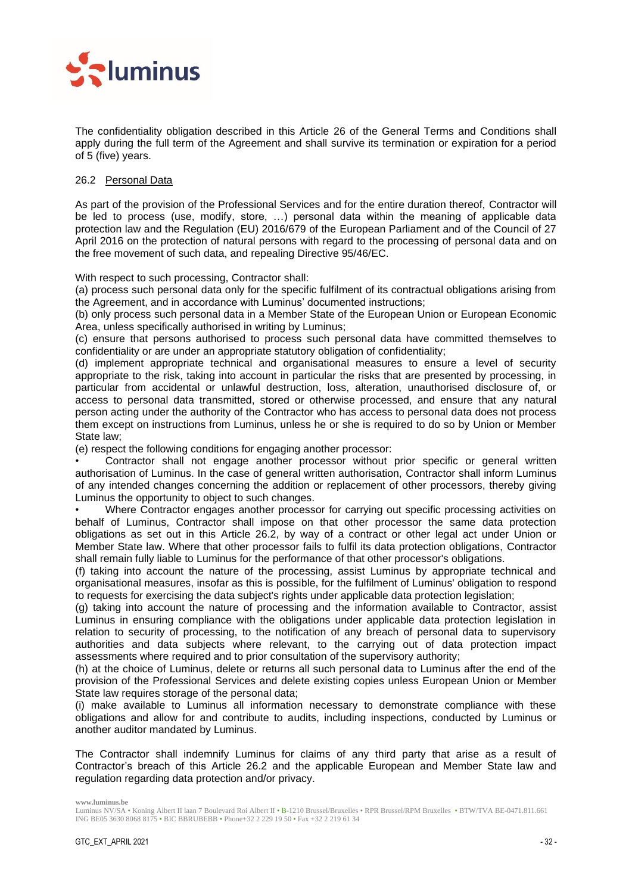The confidentiality obligation described in this Article 26 of the General Terms and Conditions shall apply during the full term of the Agreement and shall survive its termination or expiration for a period of 5 (five) years.

### 26.2 Personal Data

As part of the provision of the Professional Services and for the entire duration thereof, Contractor will be led to process (use, modify, store, …) personal data within the meaning of applicable data protection law and the Regulation (EU) 2016/679 of the European Parliament and of the Council of 27 April 2016 on the protection of natural persons with regard to the processing of personal data and on the free movement of such data, and repealing Directive 95/46/EC.

With respect to such processing, Contractor shall:

(a) process such personal data only for the specific fulfilment of its contractual obligations arising from the Agreement, and in accordance with Luminus' documented instructions;

(b) only process such personal data in a Member State of the European Union or European Economic Area, unless specifically authorised in writing by Luminus;

(c) ensure that persons authorised to process such personal data have committed themselves to confidentiality or are under an appropriate statutory obligation of confidentiality;

(d) implement appropriate technical and organisational measures to ensure a level of security appropriate to the risk, taking into account in particular the risks that are presented by processing, in particular from accidental or unlawful destruction, loss, alteration, unauthorised disclosure of, or access to personal data transmitted, stored or otherwise processed, and ensure that any natural person acting under the authority of the Contractor who has access to personal data does not process them except on instructions from Luminus, unless he or she is required to do so by Union or Member State law;

(e) respect the following conditions for engaging another processor:

- Contractor shall not engage another processor without prior specific or general written authorisation of Luminus. In the case of general written authorisation, Contractor shall inform Luminus of any intended changes concerning the addition or replacement of other processors, thereby giving Luminus the opportunity to object to such changes.
- Where Contractor engages another processor for carrying out specific processing activities on behalf of Luminus, Contractor shall impose on that other processor the same data protection obligations as set out in this Article 26.2, by way of a contract or other legal act under Union or Member State law. Where that other processor fails to fulfil its data protection obligations, Contractor shall remain fully liable to Luminus for the performance of that other processor's obligations.

(f) taking into account the nature of the processing, assist Luminus by appropriate technical and organisational measures, insofar as this is possible, for the fulfilment of Luminus' obligation to respond to requests for exercising the data subject's rights under applicable data protection legislation;

(g) taking into account the nature of processing and the information available to Contractor, assist Luminus in ensuring compliance with the obligations under applicable data protection legislation in relation to security of processing, to the notification of any breach of personal data to supervisory authorities and data subjects where relevant, to the carrying out of data protection impact assessments where required and to prior consultation of the supervisory authority;

(h) at the choice of Luminus, delete or returns all such personal data to Luminus after the end of the provision of the Professional Services and delete existing copies unless European Union or Member State law requires storage of the personal data;

(i) make available to Luminus all information necessary to demonstrate compliance with these obligations and allow for and contribute to audits, including inspections, conducted by Luminus or another auditor mandated by Luminus.

The Contractor shall indemnify Luminus for claims of any third party that arise as a result of Contractor's breach of this Article 26.2 and the applicable European and Member State law and regulation regarding data protection and/or privacy.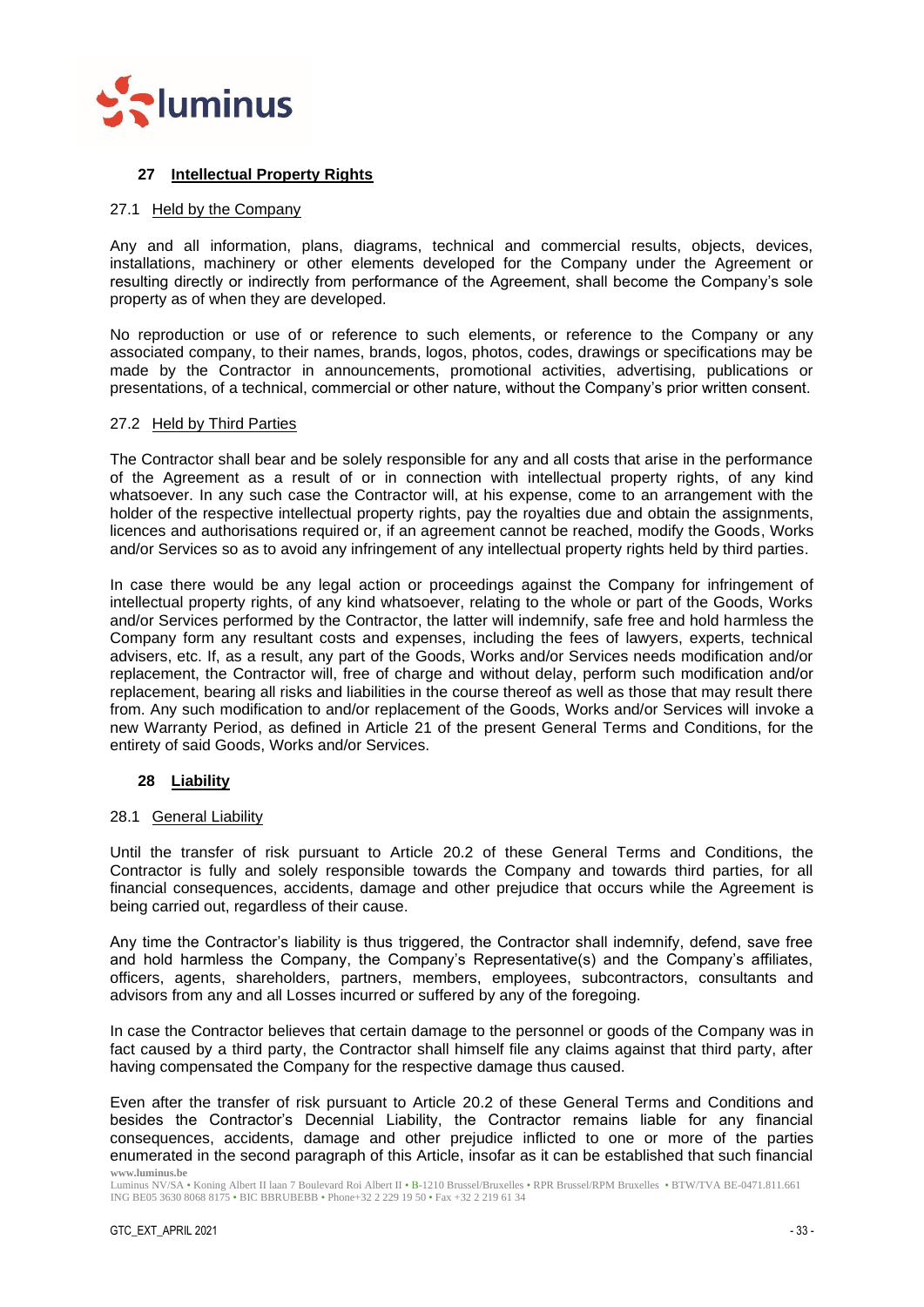## 27 Intellectual Property Rights

### 27.1 Held by the Company

Any and all information, plans, diagrams, technical and commercial results, objects, devices, installations, machinery or other elements developed for the Company under the Agreement or resulting directly or indirectly from performance of the Agreement, shall become the Company's sole property as of when they are developed.

No reproduction or use of or reference to such elements, or reference to the Company or any associated company, to their names, brands, logos, photos, codes, drawings or specifications may be made by the Contractor in announcements, promotional activities, advertising, publications or presentations, of a technical, commercial or other nature, without the Company's prior written consent.

### 27.2 Held by Third Parties

The Contractor shall bear and be solely responsible for any and all costs that arise in the performance of the Agreement as a result of or in connection with intellectual property rights, of any kind whatsoever. In any such case the Contractor will, at his expense, come to an arrangement with the holder of the respective intellectual property rights, pay the royalties due and obtain the assignments, licences and authorisations required or, if an agreement cannot be reached, modify the Goods, Works and/or Services so as to avoid any infringement of any intellectual property rights held by third parties.

In case there would be any legal action or proceedings against the Company for infringement of intellectual property rights, of any kind whatsoever, relating to the whole or part of the Goods, Works and/or Services performed by the Contractor, the latter will indemnify, safe free and hold harmless the Company form any resultant costs and expenses, including the fees of lawyers, experts, technical advisers, etc. If, as a result, any part of the Goods, Works and/or Services needs modification and/or replacement, the Contractor will, free of charge and without delay, perform such modification and/or replacement, bearing all risks and liabilities in the course thereof as well as those that may result there from. Any such modification to and/or replacement of the Goods, Works and/or Services will invoke a new Warranty Period, as defined in Article 21 of the present General Terms and Conditions, for the entirety of said Goods, Works and/or Services.

## 28 Liability

### 28.1 General Liability

Until the transfer of risk pursuant to Article 20.2 of these General Terms and Conditions, the Contractor is fully and solely responsible towards the Company and towards third parties, for all financial consequences, accidents, damage and other prejudice that occurs while the Agreement is being carried out, regardless of their cause.

Any time the Contractor's liability is thus triggered, the Contractor shall indemnify, defend, save free and hold harmless the Company, the Company's Representative(s) and the Company's affiliates, officers, agents, shareholders, partners, members, employees, subcontractors, consultants and advisors from any and all Losses incurred or suffered by any of the foregoing.

In case the Contractor believes that certain damage to the personnel or goods of the Company was in fact caused by a third party, the Contractor shall himself file any claims against that third party, after having compensated the Company for the respective damage thus caused.

Even after the transfer of risk pursuant to Article 20.2 of these General Terms and Conditions and besides the Contractor's Decennial Liability, the Contractor remains liable for any financial consequences, accidents, damage and other prejudice inflicted to one or more of the parties enumerated in the second paragraph of this Article, insofar as it can be established that such financial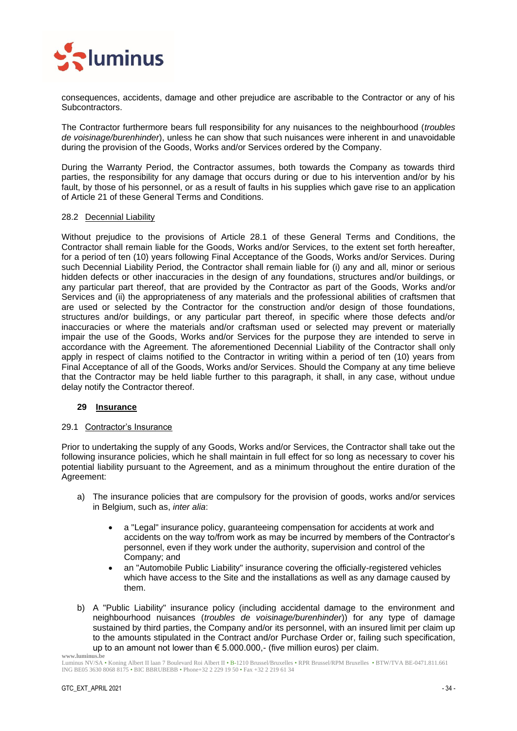consequences, accidents, damage and other prejudice are ascribable to the Contractor or any of his Subcontractors.

The Contractor furthermore bears full responsibility for any nuisances to the neighbourhood (*troubles de voisinage/burenhinder*), unless he can show that such nuisances were inherent in and unavoidable during the provision of the Goods, Works and/or Services ordered by the Company.

During the Warranty Period, the Contractor assumes, both towards the Company as towards third parties, the responsibility for any damage that occurs during or due to his intervention and/or by his fault, by those of his personnel, or as a result of faults in his supplies which gave rise to an application of Article 21 of these General Terms and Conditions.

### 28.2 Decennial Liability

Without prejudice to the provisions of Article 28.1 of these General Terms and Conditions, the Contractor shall remain liable for the Goods, Works and/or Services, to the extent set forth hereafter, for a period of ten (10) years following Final Acceptance of the Goods, Works and/or Services. During such Decennial Liability Period, the Contractor shall remain liable for (i) any and all, minor or serious hidden defects or other inaccuracies in the design of any foundations, structures and/or buildings, or any particular part thereof, that are provided by the Contractor as part of the Goods, Works and/or Services and (ii) the appropriateness of any materials and the professional abilities of craftsmen that are used or selected by the Contractor for the construction and/or design of those foundations, structures and/or buildings, or any particular part thereof, in specific where those defects and/or inaccuracies or where the materials and/or craftsman used or selected may prevent or materially impair the use of the Goods, Works and/or Services for the purpose they are intended to serve in accordance with the Agreement. The aforementioned Decennial Liability of the Contractor shall only apply in respect of claims notified to the Contractor in writing within a period of ten (10) years from Final Acceptance of all of the Goods, Works and/or Services. Should the Company at any time believe that the Contractor may be held liable further to this paragraph, it shall, in any case, without undue delay notify the Contractor thereof.

## 29 Insurance

### 29.1 Contractor's Insurance

Prior to undertaking the supply of any Goods, Works and/or Services, the Contractor shall take out the following insurance policies, which he shall maintain in full effect for so long as necessary to cover his potential liability pursuant to the Agreement, and as a minimum throughout the entire duration of the Agreement:

a) The insurance policies that are compulsory for the provision of goods, works and/or services in Belgium, such as, *inter alia*:

   - a "Legal" insurance policy, guaranteeing compensation for accidents at work and accidents on the way to/from work as may be incurred by members of the Contractor's personnel, even if they work under the authority, supervision and control of the Company; and
   - an "Automobile Public Liability" insurance covering the officially-registered vehicles which have access to the Site and the installations as well as any damage caused by them.

b) A "Public Liability" insurance policy (including accidental damage to the environment and neighbourhood nuisances (*troubles de voisinage/burenhinder*)) for any type of damage sustained by third parties, the Company and/or its personnel, with an insured limit per claim up to the amounts stipulated in the Contract and/or Purchase Order or, failing such specification, up to an amount not lower than € 5.000.000,- (five million euros) per claim.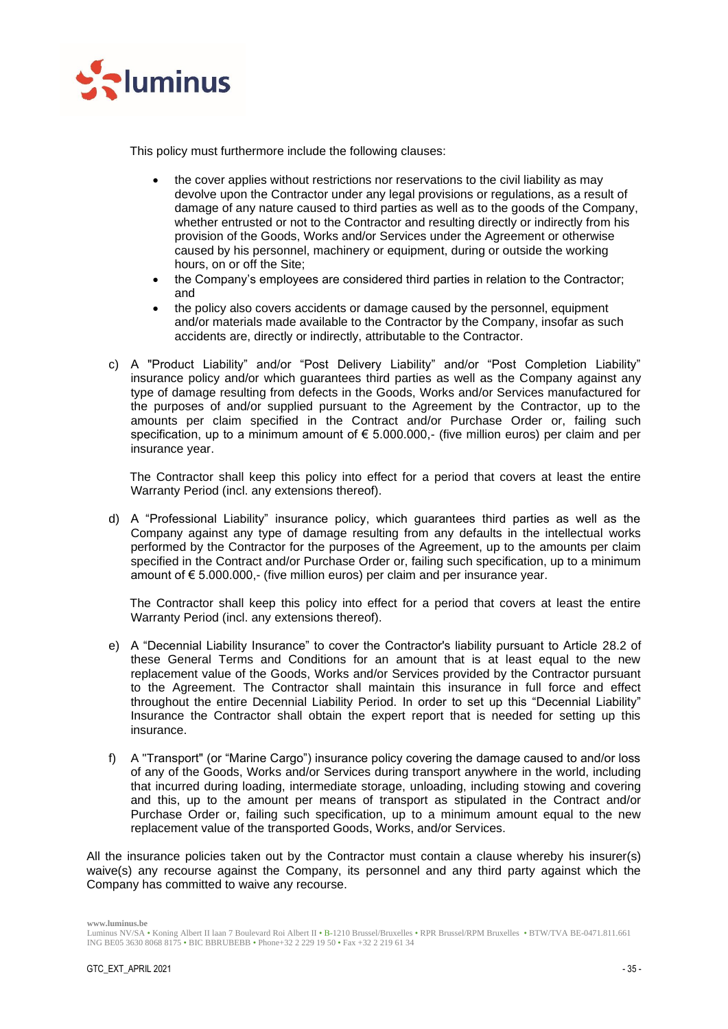This policy must furthermore include the following clauses:

- the cover applies without restrictions nor reservations to the civil liability as may devolve upon the Contractor under any legal provisions or regulations, as a result of damage of any nature caused to third parties as well as to the goods of the Company, whether entrusted or not to the Contractor and resulting directly or indirectly from his provision of the Goods, Works and/or Services under the Agreement or otherwise caused by his personnel, machinery or equipment, during or outside the working hours, on or off the Site;
- the Company's employees are considered third parties in relation to the Contractor; and
- the policy also covers accidents or damage caused by the personnel, equipment and/or materials made available to the Contractor by the Company, insofar as such accidents are, directly or indirectly, attributable to the Contractor.

c) A "Product Liability" and/or "Post Delivery Liability" and/or "Post Completion Liability" insurance policy and/or which guarantees third parties as well as the Company against any type of damage resulting from defects in the Goods, Works and/or Services manufactured for the purposes of and/or supplied pursuant to the Agreement by the Contractor, up to the amounts per claim specified in the Contract and/or Purchase Order or, failing such specification, up to a minimum amount of € 5.000.000,- (five million euros) per claim and per insurance year.

   The Contractor shall keep this policy into effect for a period that covers at least the entire Warranty Period (incl. any extensions thereof).

d) A "Professional Liability" insurance policy, which guarantees third parties as well as the Company against any type of damage resulting from any defaults in the intellectual works performed by the Contractor for the purposes of the Agreement, up to the amounts per claim specified in the Contract and/or Purchase Order or, failing such specification, up to a minimum amount of € 5.000.000,- (five million euros) per claim and per insurance year.

   The Contractor shall keep this policy into effect for a period that covers at least the entire Warranty Period (incl. any extensions thereof).

e) A "Decennial Liability Insurance" to cover the Contractor's liability pursuant to Article 28.2 of these General Terms and Conditions for an amount that is at least equal to the new replacement value of the Goods, Works and/or Services provided by the Contractor pursuant to the Agreement. The Contractor shall maintain this insurance in full force and effect throughout the entire Decennial Liability Period. In order to set up this "Decennial Liability" Insurance the Contractor shall obtain the expert report that is needed for setting up this insurance.

f) A "Transport" (or "Marine Cargo") insurance policy covering the damage caused to and/or loss of any of the Goods, Works and/or Services during transport anywhere in the world, including that incurred during loading, intermediate storage, unloading, including stowing and covering and this, up to the amount per means of transport as stipulated in the Contract and/or Purchase Order or, failing such specification, up to a minimum amount equal to the new replacement value of the transported Goods, Works, and/or Services.

All the insurance policies taken out by the Contractor must contain a clause whereby his insurer(s) waive(s) any recourse against the Company, its personnel and any third party against which the Company has committed to waive any recourse.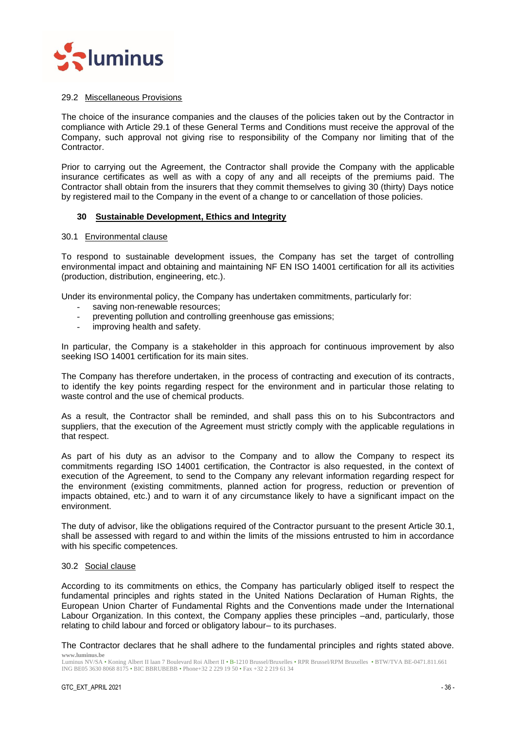### 29.2 Miscellaneous Provisions

The choice of the insurance companies and the clauses of the policies taken out by the Contractor in compliance with Article 29.1 of these General Terms and Conditions must receive the approval of the Company, such approval not giving rise to responsibility of the Company nor limiting that of the Contractor.

Prior to carrying out the Agreement, the Contractor shall provide the Company with the applicable insurance certificates as well as with a copy of any and all receipts of the premiums paid. The Contractor shall obtain from the insurers that they commit themselves to giving 30 (thirty) Days notice by registered mail to the Company in the event of a change to or cancellation of those policies.

## 30 Sustainable Development, Ethics and Integrity

### 30.1 Environmental clause

To respond to sustainable development issues, the Company has set the target of controlling environmental impact and obtaining and maintaining NF EN ISO 14001 certification for all its activities (production, distribution, engineering, etc.).

Under its environmental policy, the Company has undertaken commitments, particularly for:

- saving non-renewable resources;
- preventing pollution and controlling greenhouse gas emissions;
- improving health and safety.

In particular, the Company is a stakeholder in this approach for continuous improvement by also seeking ISO 14001 certification for its main sites.

The Company has therefore undertaken, in the process of contracting and execution of its contracts, to identify the key points regarding respect for the environment and in particular those relating to waste control and the use of chemical products.

As a result, the Contractor shall be reminded, and shall pass this on to his Subcontractors and suppliers, that the execution of the Agreement must strictly comply with the applicable regulations in that respect.

As part of his duty as an advisor to the Company and to allow the Company to respect its commitments regarding ISO 14001 certification, the Contractor is also requested, in the context of execution of the Agreement, to send to the Company any relevant information regarding respect for the environment (existing commitments, planned action for progress, reduction or prevention of impacts obtained, etc.) and to warn it of any circumstance likely to have a significant impact on the environment.

The duty of advisor, like the obligations required of the Contractor pursuant to the present Article 30.1, shall be assessed with regard to and within the limits of the missions entrusted to him in accordance with his specific competences.

### 30.2 Social clause

According to its commitments on ethics, the Company has particularly obliged itself to respect the fundamental principles and rights stated in the United Nations Declaration of Human Rights, the European Union Charter of Fundamental Rights and the Conventions made under the International Labour Organization. In this context, the Company applies these principles –and, particularly, those relating to child labour and forced or obligatory labour– to its purchases.

The Contractor declares that he shall adhere to the fundamental principles and rights stated above.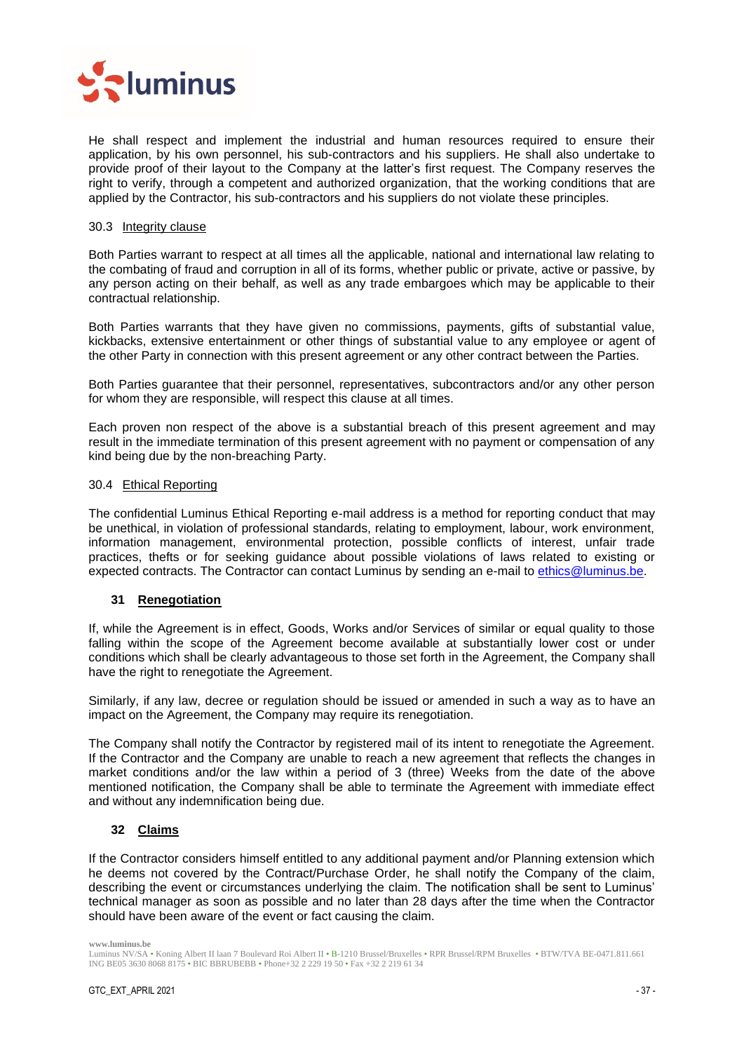He shall respect and implement the industrial and human resources required to ensure their application, by his own personnel, his sub-contractors and his suppliers. He shall also undertake to provide proof of their layout to the Company at the latter's first request. The Company reserves the right to verify, through a competent and authorized organization, that the working conditions that are applied by the Contractor, his sub-contractors and his suppliers do not violate these principles.

### 30.3 Integrity clause

Both Parties warrant to respect at all times all the applicable, national and international law relating to the combating of fraud and corruption in all of its forms, whether public or private, active or passive, by any person acting on their behalf, as well as any trade embargoes which may be applicable to their contractual relationship.

Both Parties warrants that they have given no commissions, payments, gifts of substantial value, kickbacks, extensive entertainment or other things of substantial value to any employee or agent of the other Party in connection with this present agreement or any other contract between the Parties.

Both Parties guarantee that their personnel, representatives, subcontractors and/or any other person for whom they are responsible, will respect this clause at all times.

Each proven non respect of the above is a substantial breach of this present agreement and may result in the immediate termination of this present agreement with no payment or compensation of any kind being due by the non-breaching Party.

### 30.4 Ethical Reporting

The confidential Luminus Ethical Reporting e-mail address is a method for reporting conduct that may be unethical, in violation of professional standards, relating to employment, labour, work environment, information management, environmental protection, possible conflicts of interest, unfair trade practices, thefts or for seeking guidance about possible violations of laws related to existing or expected contracts. The Contractor can contact Luminus by sending an e-mail to ethics@luminus.be.

## 31 Renegotiation

If, while the Agreement is in effect, Goods, Works and/or Services of similar or equal quality to those falling within the scope of the Agreement become available at substantially lower cost or under conditions which shall be clearly advantageous to those set forth in the Agreement, the Company shall have the right to renegotiate the Agreement.

Similarly, if any law, decree or regulation should be issued or amended in such a way as to have an impact on the Agreement, the Company may require its renegotiation.

The Company shall notify the Contractor by registered mail of its intent to renegotiate the Agreement. If the Contractor and the Company are unable to reach a new agreement that reflects the changes in market conditions and/or the law within a period of 3 (three) Weeks from the date of the above mentioned notification, the Company shall be able to terminate the Agreement with immediate effect and without any indemnification being due.

## 32 Claims

If the Contractor considers himself entitled to any additional payment and/or Planning extension which he deems not covered by the Contract/Purchase Order, he shall notify the Company of the claim, describing the event or circumstances underlying the claim. The notification shall be sent to Luminus' technical manager as soon as possible and no later than 28 days after the time when the Contractor should have been aware of the event or fact causing the claim.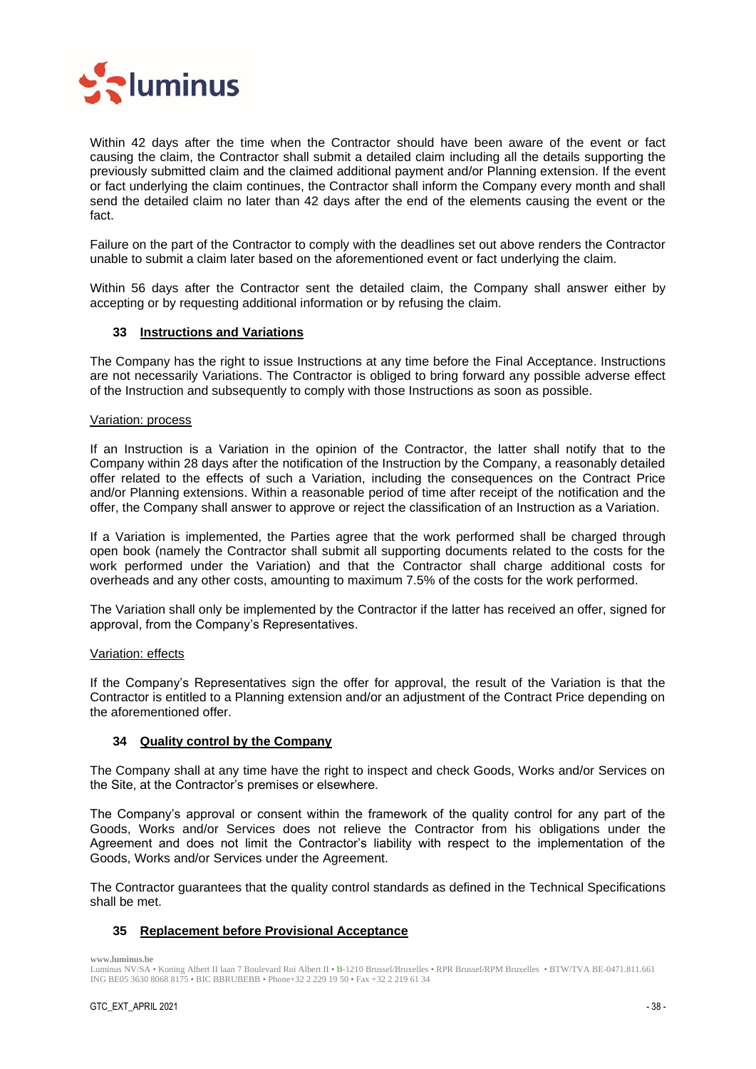Within 42 days after the time when the Contractor should have been aware of the event or fact causing the claim, the Contractor shall submit a detailed claim including all the details supporting the previously submitted claim and the claimed additional payment and/or Planning extension. If the event or fact underlying the claim continues, the Contractor shall inform the Company every month and shall send the detailed claim no later than 42 days after the end of the elements causing the event or the fact.

Failure on the part of the Contractor to comply with the deadlines set out above renders the Contractor unable to submit a claim later based on the aforementioned event or fact underlying the claim.

Within 56 days after the Contractor sent the detailed claim, the Company shall answer either by accepting or by requesting additional information or by refusing the claim.

## 33 Instructions and Variations

The Company has the right to issue Instructions at any time before the Final Acceptance. Instructions are not necessarily Variations. The Contractor is obliged to bring forward any possible adverse effect of the Instruction and subsequently to comply with those Instructions as soon as possible.

Variation: process

If an Instruction is a Variation in the opinion of the Contractor, the latter shall notify that to the Company within 28 days after the notification of the Instruction by the Company, a reasonably detailed offer related to the effects of such a Variation, including the consequences on the Contract Price and/or Planning extensions. Within a reasonable period of time after receipt of the notification and the offer, the Company shall answer to approve or reject the classification of an Instruction as a Variation.

If a Variation is implemented, the Parties agree that the work performed shall be charged through open book (namely the Contractor shall submit all supporting documents related to the costs for the work performed under the Variation) and that the Contractor shall charge additional costs for overheads and any other costs, amounting to maximum 7.5% of the costs for the work performed.

The Variation shall only be implemented by the Contractor if the latter has received an offer, signed for approval, from the Company's Representatives.

Variation: effects

If the Company's Representatives sign the offer for approval, the result of the Variation is that the Contractor is entitled to a Planning extension and/or an adjustment of the Contract Price depending on the aforementioned offer.

## 34 Quality control by the Company

The Company shall at any time have the right to inspect and check Goods, Works and/or Services on the Site, at the Contractor's premises or elsewhere.

The Company's approval or consent within the framework of the quality control for any part of the Goods, Works and/or Services does not relieve the Contractor from his obligations under the Agreement and does not limit the Contractor's liability with respect to the implementation of the Goods, Works and/or Services under the Agreement.

The Contractor guarantees that the quality control standards as defined in the Technical Specifications shall be met.

## 35 Replacement before Provisional Acceptance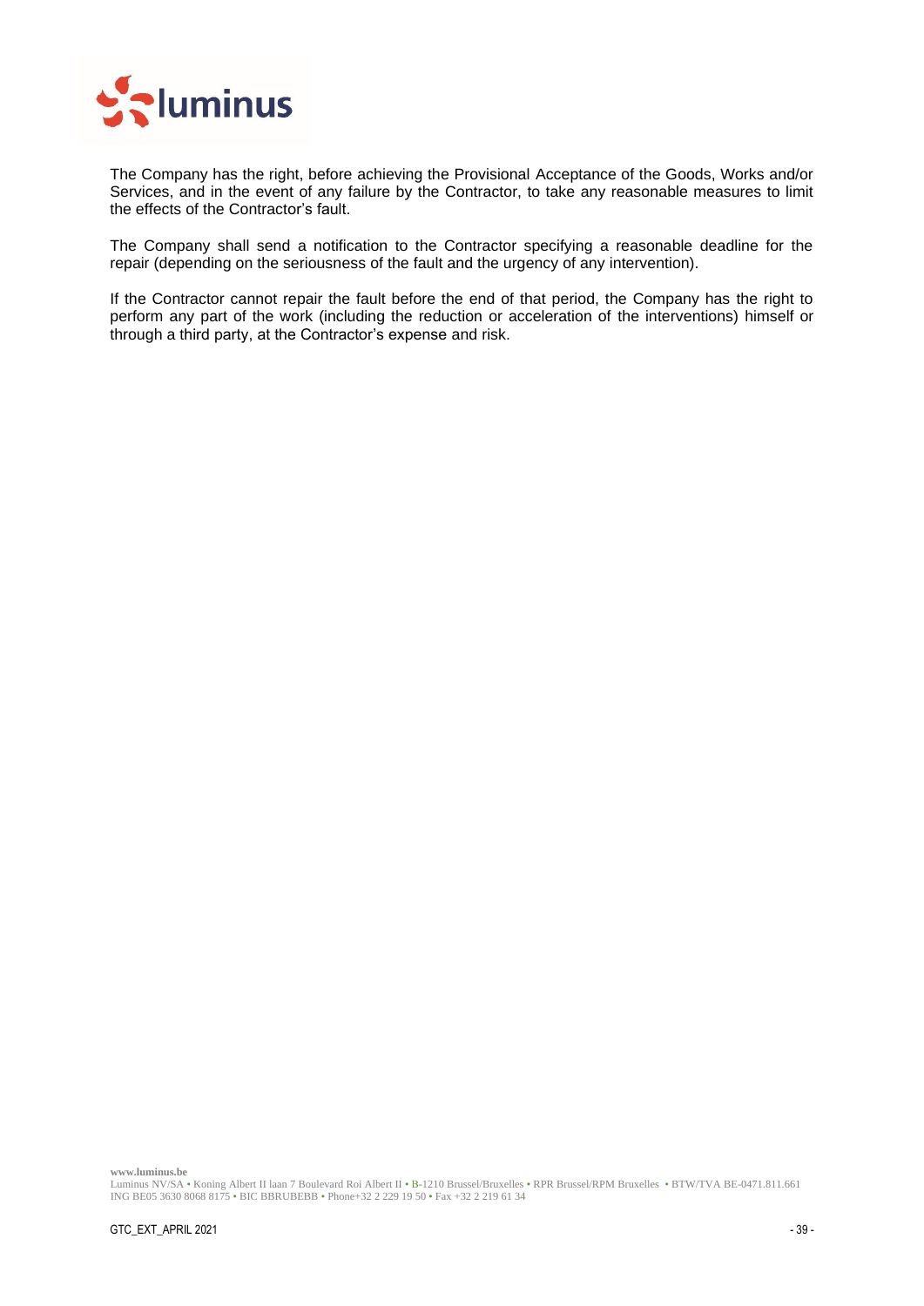The Company has the right, before achieving the Provisional Acceptance of the Goods, Works and/or Services, and in the event of any failure by the Contractor, to take any reasonable measures to limit the effects of the Contractor's fault.

The Company shall send a notification to the Contractor specifying a reasonable deadline for the repair (depending on the seriousness of the fault and the urgency of any intervention).

If the Contractor cannot repair the fault before the end of that period, the Company has the right to perform any part of the work (including the reduction or acceleration of the interventions) himself or through a third party, at the Contractor's expense and risk.